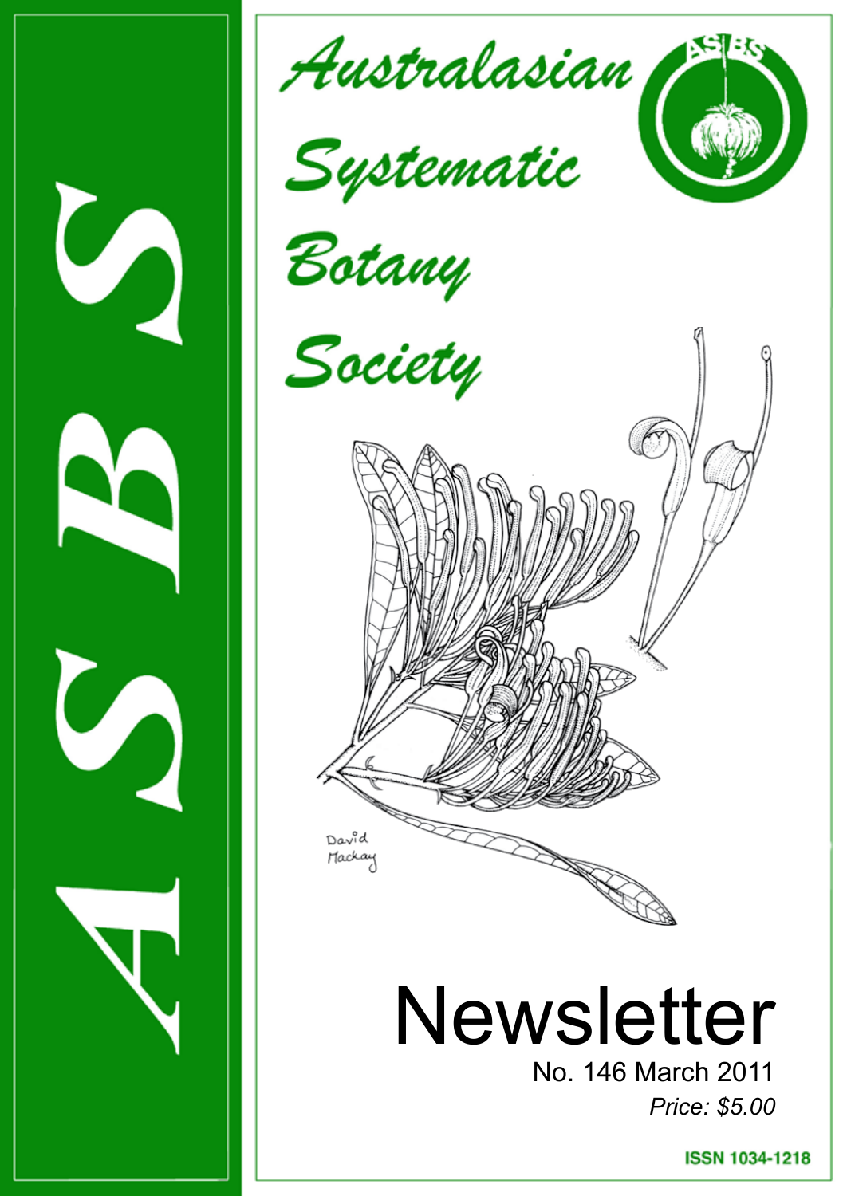# ASBS

# Australasian Systematic Botany Society

David Mackay

# Newsletter

No. 146 March 2011

*Price: $5.00*

ISSN 1034-1218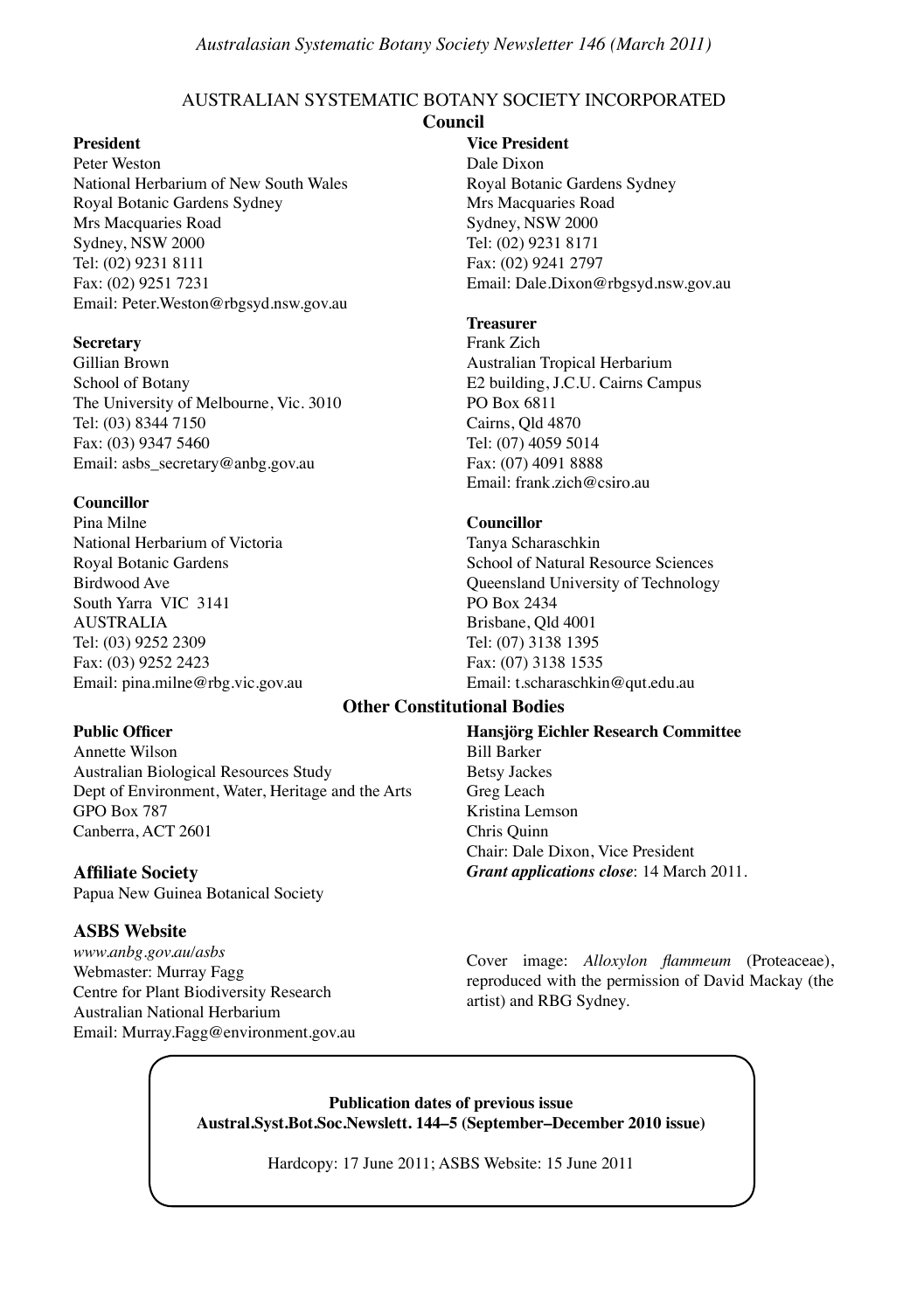## AUSTRALIAN SYSTEMATIC BOTANY SOCIETY INCORPORATED

### Council

**President**
Peter Weston
National Herbarium of New South Wales
Royal Botanic Gardens Sydney
Mrs Macquaries Road
Sydney, NSW 2000
Tel: (02) 9231 8111
Fax: (02) 9251 7231
Email: Peter.Weston@rbgsyd.nsw.gov.au

**Vice President**
Dale Dixon
Royal Botanic Gardens Sydney
Mrs Macquaries Road
Sydney, NSW 2000
Tel: (02) 9231 8171
Fax: (02) 9241 2797
Email: Dale.Dixon@rbgsyd.nsw.gov.au

**Secretary**
Gillian Brown
School of Botany
The University of Melbourne, Vic. 3010
Tel: (03) 8344 7150
Fax: (03) 9347 5460
Email: asbs_secretary@anbg.gov.au

**Treasurer**
Frank Zich
Australian Tropical Herbarium
E2 building, J.C.U. Cairns Campus
PO Box 6811
Cairns, Qld 4870
Tel: (07) 4059 5014
Fax: (07) 4091 8888
Email: frank.zich@csiro.au

**Councillor**
Pina Milne
National Herbarium of Victoria
Royal Botanic Gardens
Birdwood Ave
South Yarra VIC 3141
AUSTRALIA
Tel: (03) 9252 2309
Fax: (03) 9252 2423
Email: pina.milne@rbg.vic.gov.au

**Councillor**
Tanya Scharaschkin
School of Natural Resource Sciences
Queensland University of Technology
PO Box 2434
Brisbane, Qld 4001
Tel: (07) 3138 1395
Fax: (07) 3138 1535
Email: t.scharaschkin@qut.edu.au

### Other Constitutional Bodies

**Public Officer**
Annette Wilson
Australian Biological Resources Study
Dept of Environment, Water, Heritage and the Arts
GPO Box 787
Canberra, ACT 2601

**Hansjörg Eichler Research Committee**
Bill Barker
Betsy Jackes
Greg Leach
Kristina Lemson
Chris Quinn
Chair: Dale Dixon, Vice President
***Grant applications close***: 14 March 2011.

**Affiliate Society**
Papua New Guinea Botanical Society

**ASBS Website**
*www.anbg.gov.au/asbs*
Webmaster: Murray Fagg
Centre for Plant Biodiversity Research
Australian National Herbarium
Email: Murray.Fagg@environment.gov.au

Cover image: *Alloxylon flammeum* (Proteaceae), reproduced with the permission of David Mackay (the artist) and RBG Sydney.

**Publication dates of previous issue**
**Austral.Syst.Bot.Soc.Newslett. 144–5 (September–December 2010 issue)**

Hardcopy: 17 June 2011; ASBS Website: 15 June 2011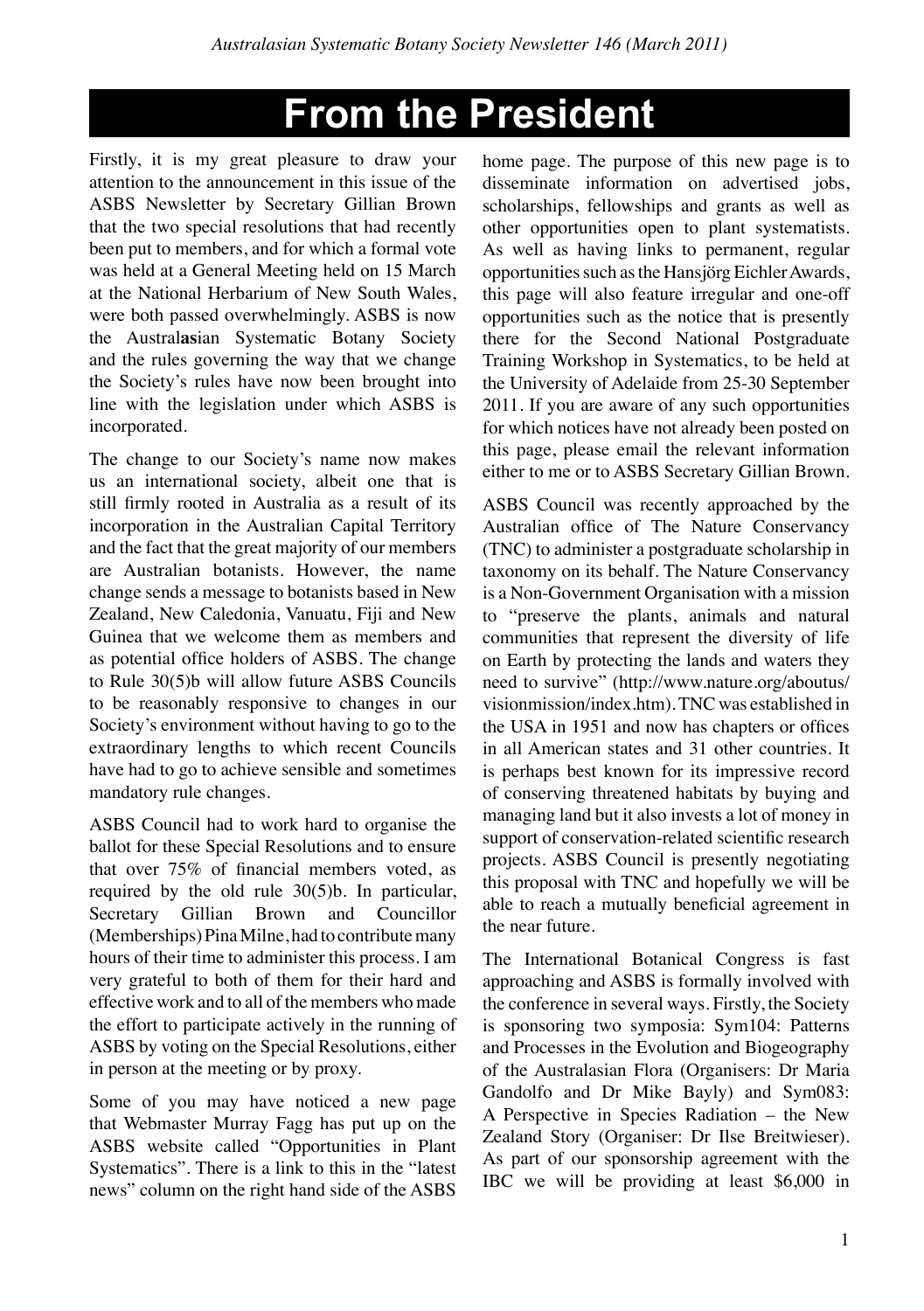# From the President

Firstly, it is my great pleasure to draw your attention to the announcement in this issue of the ASBS Newsletter by Secretary Gillian Brown that the two special resolutions that had recently been put to members, and for which a formal vote was held at a General Meeting held on 15 March at the National Herbarium of New South Wales, were both passed overwhelmingly. ASBS is now the Austral**as**ian Systematic Botany Society and the rules governing the way that we change the Society's rules have now been brought into line with the legislation under which ASBS is incorporated.

The change to our Society's name now makes us an international society, albeit one that is still firmly rooted in Australia as a result of its incorporation in the Australian Capital Territory and the fact that the great majority of our members are Australian botanists. However, the name change sends a message to botanists based in New Zealand, New Caledonia, Vanuatu, Fiji and New Guinea that we welcome them as members and as potential office holders of ASBS. The change to Rule 30(5)b will allow future ASBS Councils to be reasonably responsive to changes in our Society's environment without having to go to the extraordinary lengths to which recent Councils have had to go to achieve sensible and sometimes mandatory rule changes.

ASBS Council had to work hard to organise the ballot for these Special Resolutions and to ensure that over 75% of financial members voted, as required by the old rule 30(5)b. In particular, Secretary Gillian Brown and Councillor (Memberships) Pina Milne, had to contribute many hours of their time to administer this process. I am very grateful to both of them for their hard and effective work and to all of the members who made the effort to participate actively in the running of ASBS by voting on the Special Resolutions, either in person at the meeting or by proxy.

Some of you may have noticed a new page that Webmaster Murray Fagg has put up on the ASBS website called "Opportunities in Plant Systematics". There is a link to this in the "latest news" column on the right hand side of the ASBS home page. The purpose of this new page is to disseminate information on advertised jobs, scholarships, fellowships and grants as well as other opportunities open to plant systematists. As well as having links to permanent, regular opportunities such as the Hansjörg Eichler Awards, this page will also feature irregular and one-off opportunities such as the notice that is presently there for the Second National Postgraduate Training Workshop in Systematics, to be held at the University of Adelaide from 25-30 September 2011. If you are aware of any such opportunities for which notices have not already been posted on this page, please email the relevant information either to me or to ASBS Secretary Gillian Brown.

ASBS Council was recently approached by the Australian office of The Nature Conservancy (TNC) to administer a postgraduate scholarship in taxonomy on its behalf. The Nature Conservancy is a Non-Government Organisation with a mission to "preserve the plants, animals and natural communities that represent the diversity of life on Earth by protecting the lands and waters they need to survive" (http://www.nature.org/aboutus/visionmission/index.htm). TNC was established in the USA in 1951 and now has chapters or offices in all American states and 31 other countries. It is perhaps best known for its impressive record of conserving threatened habitats by buying and managing land but it also invests a lot of money in support of conservation-related scientific research projects. ASBS Council is presently negotiating this proposal with TNC and hopefully we will be able to reach a mutually beneficial agreement in the near future.

The International Botanical Congress is fast approaching and ASBS is formally involved with the conference in several ways. Firstly, the Society is sponsoring two symposia: Sym104: Patterns and Processes in the Evolution and Biogeography of the Australasian Flora (Organisers: Dr Maria Gandolfo and Dr Mike Bayly) and Sym083: A Perspective in Species Radiation – the New Zealand Story (Organiser: Dr Ilse Breitwieser). As part of our sponsorship agreement with the IBC we will be providing at least $6,000 in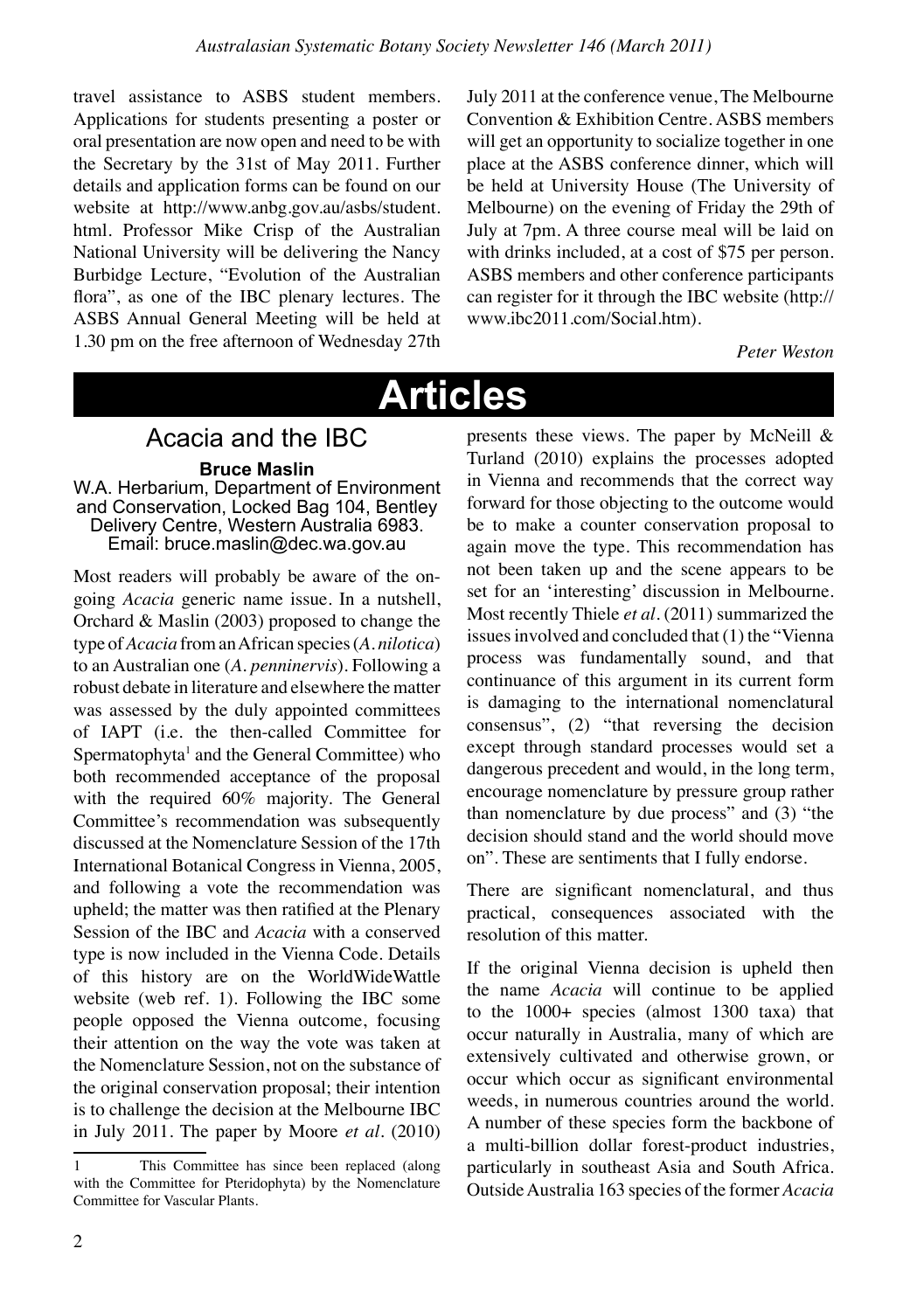travel assistance to ASBS student members. Applications for students presenting a poster or oral presentation are now open and need to be with the Secretary by the 31st of May 2011. Further details and application forms can be found on our website at http://www.anbg.gov.au/asbs/student.html. Professor Mike Crisp of the Australian National University will be delivering the Nancy Burbidge Lecture, "Evolution of the Australian flora", as one of the IBC plenary lectures. The ASBS Annual General Meeting will be held at 1.30 pm on the free afternoon of Wednesday 27th July 2011 at the conference venue, The Melbourne Convention & Exhibition Centre. ASBS members will get an opportunity to socialize together in one place at the ASBS conference dinner, which will be held at University House (The University of Melbourne) on the evening of Friday the 29th of July at 7pm. A three course meal will be laid on with drinks included, at a cost of $75 per person. ASBS members and other conference participants can register for it through the IBC website (http://www.ibc2011.com/Social.htm).

*Peter Weston*

# Articles

## Acacia and the IBC

**Bruce Maslin**

W.A. Herbarium, Department of Environment and Conservation, Locked Bag 104, Bentley Delivery Centre, Western Australia 6983. Email: bruce.maslin@dec.wa.gov.au

Most readers will probably be aware of the on-going *Acacia* generic name issue. In a nutshell, Orchard & Maslin (2003) proposed to change the type of *Acacia* from an African species (*A. nilotica*) to an Australian one (*A. penninervis*). Following a robust debate in literature and elsewhere the matter was assessed by the duly appointed committees of IAPT (i.e. the then-called Committee for Spermatophyta[1] and the General Committee) who both recommended acceptance of the proposal with the required 60% majority. The General Committee's recommendation was subsequently discussed at the Nomenclature Session of the 17th International Botanical Congress in Vienna, 2005, and following a vote the recommendation was upheld; the matter was then ratified at the Plenary Session of the IBC and *Acacia* with a conserved type is now included in the Vienna Code. Details of this history are on the WorldWideWattle website (web ref. 1). Following the IBC some people opposed the Vienna outcome, focusing their attention on the way the vote was taken at the Nomenclature Session, not on the substance of the original conservation proposal; their intention is to challenge the decision at the Melbourne IBC in July 2011. The paper by Moore *et al*. (2010) presents these views. The paper by McNeill & Turland (2010) explains the processes adopted in Vienna and recommends that the correct way forward for those objecting to the outcome would be to make a counter conservation proposal to again move the type. This recommendation has not been taken up and the scene appears to be set for an 'interesting' discussion in Melbourne. Most recently Thiele *et al*. (2011) summarized the issues involved and concluded that (1) the "Vienna process was fundamentally sound, and that continuance of this argument in its current form is damaging to the international nomenclatural consensus", (2) "that reversing the decision except through standard processes would set a dangerous precedent and would, in the long term, encourage nomenclature by pressure group rather than nomenclature by due process" and (3) "the decision should stand and the world should move on". These are sentiments that I fully endorse.

There are significant nomenclatural, and thus practical, consequences associated with the resolution of this matter.

If the original Vienna decision is upheld then the name *Acacia* will continue to be applied to the 1000+ species (almost 1300 taxa) that occur naturally in Australia, many of which are extensively cultivated and otherwise grown, or occur which occur as significant environmental weeds, in numerous countries around the world. A number of these species form the backbone of a multi-billion dollar forest-product industries, particularly in southeast Asia and South Africa. Outside Australia 163 species of the former *Acacia*

[1] This Committee has since been replaced (along with the Committee for Pteridophyta) by the Nomenclature Committee for Vascular Plants.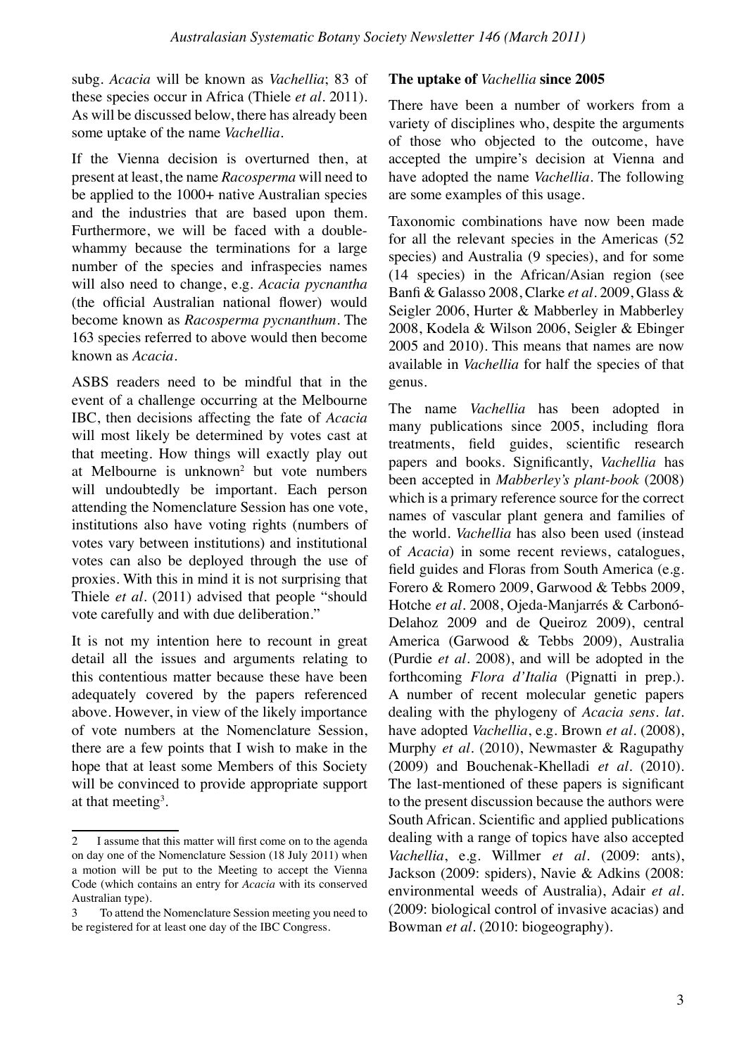subg. *Acacia* will be known as *Vachellia*; 83 of these species occur in Africa (Thiele *et al*. 2011). As will be discussed below, there has already been some uptake of the name *Vachellia*.

If the Vienna decision is overturned then, at present at least, the name *Racosperma* will need to be applied to the 1000+ native Australian species and the industries that are based upon them. Furthermore, we will be faced with a double-whammy because the terminations for a large number of the species and infraspecies names will also need to change, e.g. *Acacia pycnantha* (the official Australian national flower) would become known as *Racosperma pycnanthum*. The 163 species referred to above would then become known as *Acacia*.

ASBS readers need to be mindful that in the event of a challenge occurring at the Melbourne IBC, then decisions affecting the fate of *Acacia* will most likely be determined by votes cast at that meeting. How things will exactly play out at Melbourne is unknown[2] but vote numbers will undoubtedly be important. Each person attending the Nomenclature Session has one vote, institutions also have voting rights (numbers of votes vary between institutions) and institutional votes can also be deployed through the use of proxies. With this in mind it is not surprising that Thiele *et al*. (2011) advised that people "should vote carefully and with due deliberation."

It is not my intention here to recount in great detail all the issues and arguments relating to this contentious matter because these have been adequately covered by the papers referenced above. However, in view of the likely importance of vote numbers at the Nomenclature Session, there are a few points that I wish to make in the hope that at least some Members of this Society will be convinced to provide appropriate support at that meeting[3].

**The uptake of *Vachellia* since 2005**

There have been a number of workers from a variety of disciplines who, despite the arguments of those who objected to the outcome, have accepted the umpire's decision at Vienna and have adopted the name *Vachellia*. The following are some examples of this usage.

Taxonomic combinations have now been made for all the relevant species in the Americas (52 species) and Australia (9 species), and for some (14 species) in the African/Asian region (see Banfi & Galasso 2008, Clarke *et al*. 2009, Glass & Seigler 2006, Hurter & Mabberley in Mabberley 2008, Kodela & Wilson 2006, Seigler & Ebinger 2005 and 2010). This means that names are now available in *Vachellia* for half the species of that genus.

The name *Vachellia* has been adopted in many publications since 2005, including flora treatments, field guides, scientific research papers and books. Significantly, *Vachellia* has been accepted in *Mabberley's plant-book* (2008) which is a primary reference source for the correct names of vascular plant genera and families of the world. *Vachellia* has also been used (instead of *Acacia*) in some recent reviews, catalogues, field guides and Floras from South America (e.g. Forero & Romero 2009, Garwood & Tebbs 2009, Hotche *et al*. 2008, Ojeda-Manjarrés & Carbonó-Delahoz 2009 and de Queiroz 2009), central America (Garwood & Tebbs 2009), Australia (Purdie *et al*. 2008), and will be adopted in the forthcoming *Flora d'Italia* (Pignatti in prep.). A number of recent molecular genetic papers dealing with the phylogeny of *Acacia sens. lat.* have adopted *Vachellia*, e.g. Brown *et al*. (2008), Murphy *et al*. (2010), Newmaster & Ragupathy (2009) and Bouchenak-Khelladi *et al*. (2010). The last-mentioned of these papers is significant to the present discussion because the authors were South African. Scientific and applied publications dealing with a range of topics have also accepted *Vachellia*, e.g. Willmer *et al*. (2009: ants), Jackson (2009: spiders), Navie & Adkins (2008: environmental weeds of Australia), Adair *et al*. (2009: biological control of invasive acacias) and Bowman *et al*. (2010: biogeography).

---

2 I assume that this matter will first come on to the agenda on day one of the Nomenclature Session (18 July 2011) when a motion will be put to the Meeting to accept the Vienna Code (which contains an entry for *Acacia* with its conserved Australian type).

3 To attend the Nomenclature Session meeting you need to be registered for at least one day of the IBC Congress.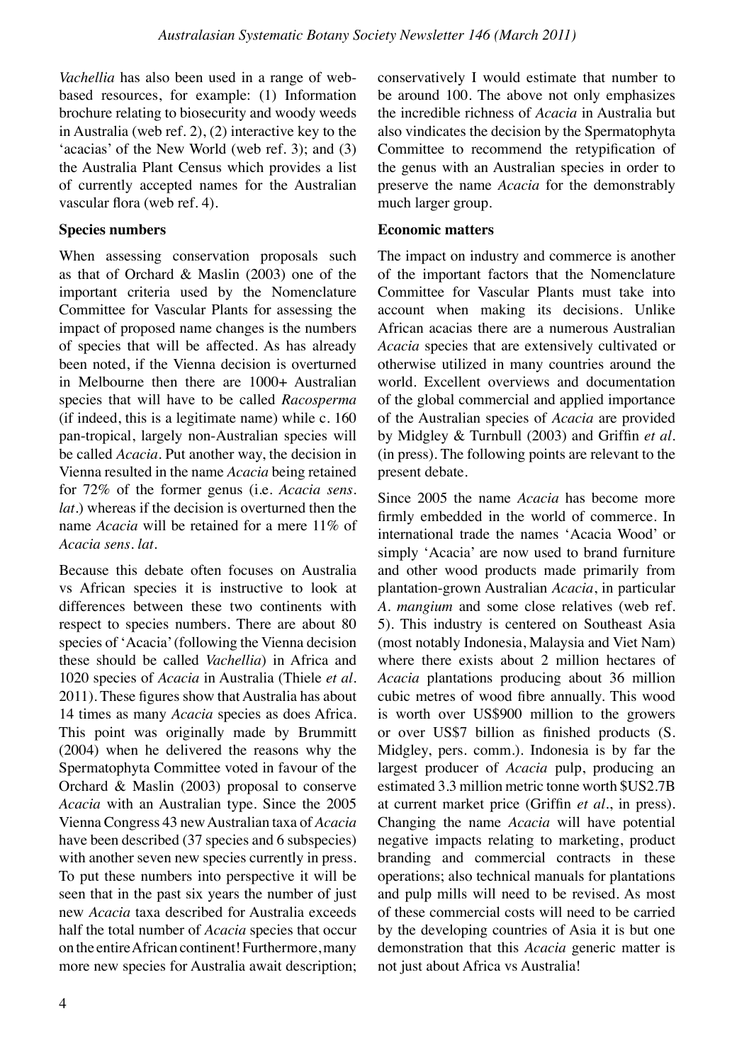*Vachellia* has also been used in a range of web-based resources, for example: (1) Information brochure relating to biosecurity and woody weeds in Australia (web ref. 2), (2) interactive key to the 'acacias' of the New World (web ref. 3); and (3) the Australia Plant Census which provides a list of currently accepted names for the Australian vascular flora (web ref. 4).

**Species numbers**

When assessing conservation proposals such as that of Orchard & Maslin (2003) one of the important criteria used by the Nomenclature Committee for Vascular Plants for assessing the impact of proposed name changes is the numbers of species that will be affected. As has already been noted, if the Vienna decision is overturned in Melbourne then there are 1000+ Australian species that will have to be called *Racosperma* (if indeed, this is a legitimate name) while c. 160 pan-tropical, largely non-Australian species will be called *Acacia*. Put another way, the decision in Vienna resulted in the name *Acacia* being retained for 72% of the former genus (i.e. *Acacia sens. lat.*) whereas if the decision is overturned then the name *Acacia* will be retained for a mere 11% of *Acacia sens. lat.*

Because this debate often focuses on Australia vs African species it is instructive to look at differences between these two continents with respect to species numbers. There are about 80 species of 'Acacia' (following the Vienna decision these should be called *Vachellia*) in Africa and 1020 species of *Acacia* in Australia (Thiele *et al*. 2011). These figures show that Australia has about 14 times as many *Acacia* species as does Africa. This point was originally made by Brummitt (2004) when he delivered the reasons why the Spermatophyta Committee voted in favour of the Orchard & Maslin (2003) proposal to conserve *Acacia* with an Australian type. Since the 2005 Vienna Congress 43 new Australian taxa of *Acacia* have been described (37 species and 6 subspecies) with another seven new species currently in press. To put these numbers into perspective it will be seen that in the past six years the number of just new *Acacia* taxa described for Australia exceeds half the total number of *Acacia* species that occur on the entire African continent! Furthermore, many more new species for Australia await description; conservatively I would estimate that number to be around 100. The above not only emphasizes the incredible richness of *Acacia* in Australia but also vindicates the decision by the Spermatophyta Committee to recommend the retypification of the genus with an Australian species in order to preserve the name *Acacia* for the demonstrably much larger group.

**Economic matters**

The impact on industry and commerce is another of the important factors that the Nomenclature Committee for Vascular Plants must take into account when making its decisions. Unlike African acacias there are a numerous Australian *Acacia* species that are extensively cultivated or otherwise utilized in many countries around the world. Excellent overviews and documentation of the global commercial and applied importance of the Australian species of *Acacia* are provided by Midgley & Turnbull (2003) and Griffin *et al*. (in press). The following points are relevant to the present debate.

Since 2005 the name *Acacia* has become more firmly embedded in the world of commerce. In international trade the names 'Acacia Wood' or simply 'Acacia' are now used to brand furniture and other wood products made primarily from plantation-grown Australian *Acacia*, in particular *A. mangium* and some close relatives (web ref. 5). This industry is centered on Southeast Asia (most notably Indonesia, Malaysia and Viet Nam) where there exists about 2 million hectares of *Acacia* plantations producing about 36 million cubic metres of wood fibre annually. This wood is worth over US$900 million to the growers or over US$7 billion as finished products (S. Midgley, pers. comm.). Indonesia is by far the largest producer of *Acacia* pulp, producing an estimated 3.3 million metric tonne worth $US2.7B at current market price (Griffin *et al*., in press). Changing the name *Acacia* will have potential negative impacts relating to marketing, product branding and commercial contracts in these operations; also technical manuals for plantations and pulp mills will need to be revised. As most of these commercial costs will need to be carried by the developing countries of Asia it is but one demonstration that this *Acacia* generic matter is not just about Africa vs Australia!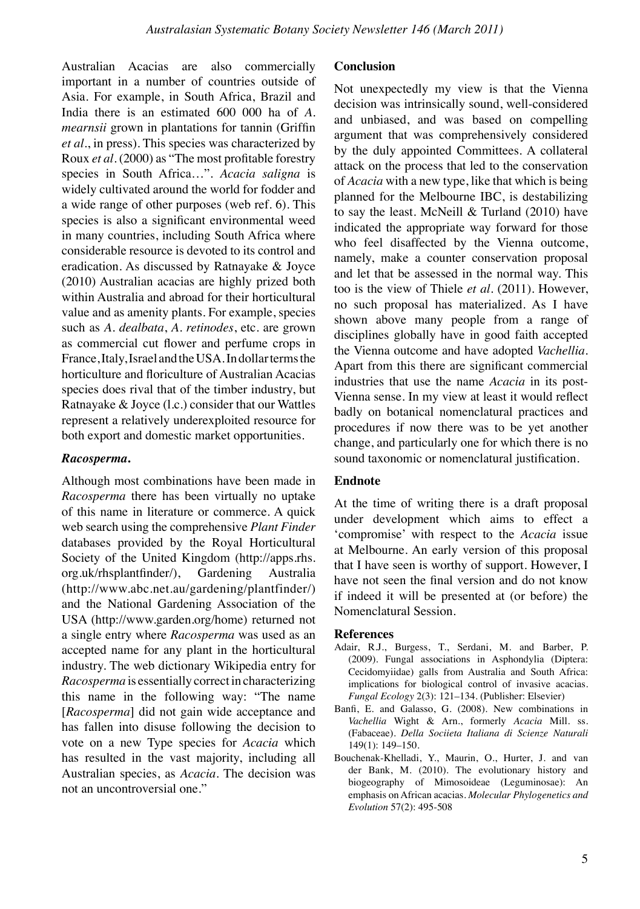Australian Acacias are also commercially important in a number of countries outside of Asia. For example, in South Africa, Brazil and India there is an estimated 600 000 ha of *A. mearnsii* grown in plantations for tannin (Griffin *et al*., in press). This species was characterized by Roux *et al*. (2000) as "The most profitable forestry species in South Africa…". *Acacia saligna* is widely cultivated around the world for fodder and a wide range of other purposes (web ref. 6). This species is also a significant environmental weed in many countries, including South Africa where considerable resource is devoted to its control and eradication. As discussed by Ratnayake & Joyce (2010) Australian acacias are highly prized both within Australia and abroad for their horticultural value and as amenity plants. For example, species such as *A. dealbata*, *A. retinodes*, etc. are grown as commercial cut flower and perfume crops in France, Italy, Israel and the USA. In dollar terms the horticulture and floriculture of Australian Acacias species does rival that of the timber industry, but Ratnayake & Joyce (l.c.) consider that our Wattles represent a relatively underexploited resource for both export and domestic market opportunities.

### *Racosperma*.

Although most combinations have been made in *Racosperma* there has been virtually no uptake of this name in literature or commerce. A quick web search using the comprehensive *Plant Finder* databases provided by the Royal Horticultural Society of the United Kingdom (http://apps.rhs.org.uk/rhsplantfinder/), Gardening Australia (http://www.abc.net.au/gardening/plantfinder/) and the National Gardening Association of the USA (http://www.garden.org/home) returned not a single entry where *Racosperma* was used as an accepted name for any plant in the horticultural industry. The web dictionary Wikipedia entry for *Racosperma* is essentially correct in characterizing this name in the following way: "The name [*Racosperma*] did not gain wide acceptance and has fallen into disuse following the decision to vote on a new Type species for *Acacia* which has resulted in the vast majority, including all Australian species, as *Acacia*. The decision was not an uncontroversial one."

### Conclusion

Not unexpectedly my view is that the Vienna decision was intrinsically sound, well-considered and unbiased, and was based on compelling argument that was comprehensively considered by the duly appointed Committees. A collateral attack on the process that led to the conservation of *Acacia* with a new type, like that which is being planned for the Melbourne IBC, is destabilizing to say the least. McNeill & Turland (2010) have indicated the appropriate way forward for those who feel disaffected by the Vienna outcome, namely, make a counter conservation proposal and let that be assessed in the normal way. This too is the view of Thiele *et al*. (2011). However, no such proposal has materialized. As I have shown above many people from a range of disciplines globally have in good faith accepted the Vienna outcome and have adopted *Vachellia*. Apart from this there are significant commercial industries that use the name *Acacia* in its post-Vienna sense. In my view at least it would reflect badly on botanical nomenclatural practices and procedures if now there was to be yet another change, and particularly one for which there is no sound taxonomic or nomenclatural justification.

### Endnote

At the time of writing there is a draft proposal under development which aims to effect a 'compromise' with respect to the *Acacia* issue at Melbourne. An early version of this proposal that I have seen is worthy of support. However, I have not seen the final version and do not know if indeed it will be presented at (or before) the Nomenclatural Session.

### References

Adair, R.J., Burgess, T., Serdani, M. and Barber, P. (2009). Fungal associations in Asphondylia (Diptera: Cecidomyiidae) galls from Australia and South Africa: implications for biological control of invasive acacias. *Fungal Ecology* 2(3): 121–134. (Publisher: Elsevier)

Banfi, E. and Galasso, G. (2008). New combinations in *Vachellia* Wight & Arn., formerly *Acacia* Mill. ss. (Fabaceae). *Della Sociieta Italiana di Scienze Naturali* 149(1): 149–150.

Bouchenak-Khelladi, Y., Maurin, O., Hurter, J. and van der Bank, M. (2010). The evolutionary history and biogeography of Mimosoideae (Leguminosae): An emphasis on African acacias. *Molecular Phylogenetics and Evolution* 57(2): 495-508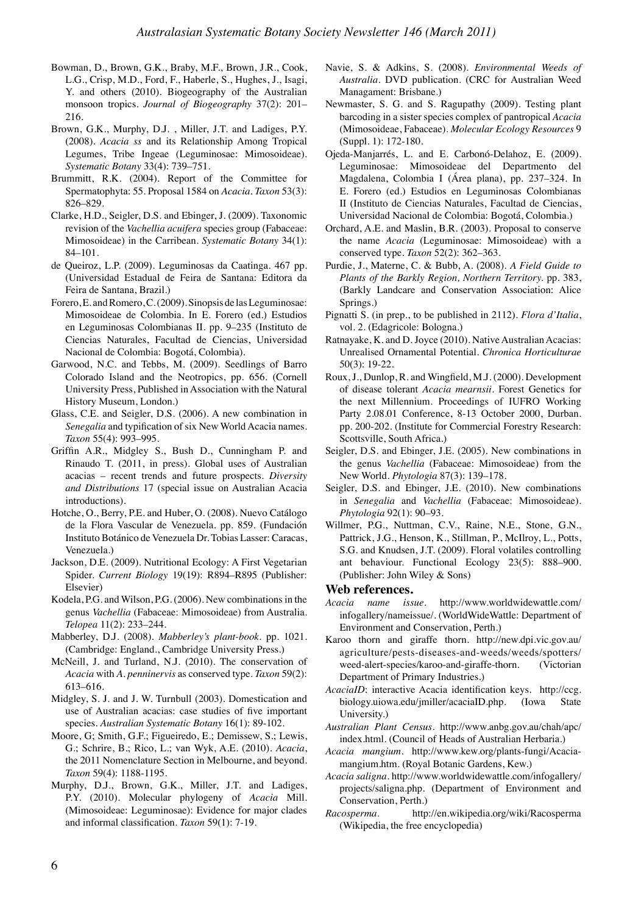Bowman, D., Brown, G.K., Braby, M.F., Brown, J.R., Cook, L.G., Crisp, M.D., Ford, F., Haberle, S., Hughes, J., Isagi, Y. and others (2010). Biogeography of the Australian monsoon tropics. *Journal of Biogeography* 37(2): 201–216.

Brown, G.K., Murphy, D.J. , Miller, J.T. and Ladiges, P.Y. (2008). *Acacia ss* and its Relationship Among Tropical Legumes, Tribe Ingeae (Leguminosae: Mimosoideae). *Systematic Botany* 33(4): 739–751.

Brummitt, R.K. (2004). Report of the Committee for Spermatophyta: 55. Proposal 1584 on *Acacia*. *Taxon* 53(3): 826–829.

Clarke, H.D., Seigler, D.S. and Ebinger, J. (2009). Taxonomic revision of the *Vachellia acuifera* species group (Fabaceae: Mimosoideae) in the Carribean. *Systematic Botany* 34(1): 84–101.

de Queiroz, L.P. (2009). Leguminosas da Caatinga. 467 pp. (Universidad Estadual de Feira de Santana: Editora da Feira de Santana, Brazil.)

Forero, E. and Romero, C. (2009). Sinopsis de las Leguminosae: Mimosoideae de Colombia. In E. Forero (ed.) Estudios en Leguminosas Colombianas II. pp. 9–235 (Instituto de Ciencias Naturales, Facultad de Ciencias, Universidad Nacional de Colombia: Bogotá, Colombia).

Garwood, N.C. and Tebbs, M. (2009). Seedlings of Barro Colorado Island and the Neotropics, pp. 656. (Cornell University Press, Published in Association with the Natural History Museum, London.)

Glass, C.E. and Seigler, D.S. (2006). A new combination in *Senegalia* and typification of six New World Acacia names. *Taxon* 55(4): 993–995.

Griffin A.R., Midgley S., Bush D., Cunningham P. and Rinaudo T. (2011, in press). Global uses of Australian acacias – recent trends and future prospects. *Diversity and Distributions* 17 (special issue on Australian Acacia introductions).

Hotche, O., Berry, P.E. and Huber, O. (2008). Nuevo Catálogo de la Flora Vascular de Venezuela. pp. 859. (Fundación Instituto Botánico de Venezuela Dr. Tobias Lasser: Caracas, Venezuela.)

Jackson, D.E. (2009). Nutritional Ecology: A First Vegetarian Spider. *Current Biology* 19(19): R894–R895 (Publisher: Elsevier)

Kodela, P.G. and Wilson, P.G. (2006). New combinations in the genus *Vachellia* (Fabaceae: Mimosoideae) from Australia. *Telopea* 11(2): 233–244.

Mabberley, D.J. (2008). *Mabberley's plant-book*. pp. 1021. (Cambridge: England., Cambridge University Press.)

McNeill, J. and Turland, N.J. (2010). The conservation of *Acacia* with *A. penninervis* as conserved type. *Taxon* 59(2): 613–616.

Midgley, S. J. and J. W. Turnbull (2003). Domestication and use of Australian acacias: case studies of five important species. *Australian Systematic Botany* 16(1): 89-102.

Moore, G; Smith, G.F.; Figueiredo, E.; Demissew, S.; Lewis, G.; Schrire, B.; Rico, L.; van Wyk, A.E. (2010). *Acacia*, the 2011 Nomenclature Section in Melbourne, and beyond. *Taxon* 59(4): 1188-1195.

Murphy, D.J., Brown, G.K., Miller, J.T. and Ladiges, P.Y. (2010). Molecular phylogeny of *Acacia* Mill. (Mimosoideae: Leguminosae): Evidence for major clades and informal classification. *Taxon* 59(1): 7-19.

Navie, S. & Adkins, S. (2008). *Environmental Weeds of Australia*. DVD publication. (CRC for Australian Weed Managament: Brisbane.)

Newmaster, S. G. and S. Ragupathy (2009). Testing plant barcoding in a sister species complex of pantropical *Acacia* (Mimosoideae, Fabaceae). *Molecular Ecology Resources* 9 (Suppl. 1): 172-180.

Ojeda-Manjarrés, L. and E. Carbonó-Delahoz, E. (2009). Leguminosae: Mimosoideae del Departmento del Magdalena, Colombia I (Área plana), pp. 237–324. In E. Forero (ed.) Estudios en Leguminosas Colombianas II (Instituto de Ciencias Naturales, Facultad de Ciencias, Universidad Nacional de Colombia: Bogotá, Colombia.)

Orchard, A.E. and Maslin, B.R. (2003). Proposal to conserve the name *Acacia* (Leguminosae: Mimosoideae) with a conserved type. *Taxon* 52(2): 362–363.

Purdie, J., Materne, C. & Bubb, A. (2008). *A Field Guide to Plants of the Barkly Region, Northern Territory*. pp. 383, (Barkly Landcare and Conservation Association: Alice Springs.)

Pignatti S. (in prep., to be published in 2112). *Flora d'Italia*, vol. 2. (Edagricole: Bologna.)

Ratnayake, K. and D. Joyce (2010). Native Australian Acacias: Unrealised Ornamental Potential. *Chronica Horticulturae* 50(3): 19-22.

Roux, J., Dunlop, R. and Wingfield, M.J. (2000). Development of disease tolerant *Acacia mearnsii*. Forest Genetics for the next Millennium. Proceedings of IUFRO Working Party 2.08.01 Conference, 8-13 October 2000, Durban. pp. 200-202. (Institute for Commercial Forestry Research: Scottsville, South Africa.)

Seigler, D.S. and Ebinger, J.E. (2005). New combinations in the genus *Vachellia* (Fabaceae: Mimosoideae) from the New World. *Phytologia* 87(3): 139–178.

Seigler, D.S. and Ebinger, J.E. (2010). New combinations in *Senegalia* and *Vachellia* (Fabaceae: Mimosoideae). *Phytologia* 92(1): 90–93.

Willmer, P.G., Nuttman, C.V., Raine, N.E., Stone, G.N., Pattrick, J.G., Henson, K., Stillman, P., McIlroy, L., Potts, S.G. and Knudsen, J.T. (2009). Floral volatiles controlling ant behaviour. Functional Ecology 23(5): 888–900. (Publisher: John Wiley & Sons)

## Web references.

*Acacia name issue*. http://www.worldwidewattle.com/infogallery/nameissue/. (WorldWideWattle: Department of Environment and Conservation, Perth.)

Karoo thorn and giraffe thorn. http://new.dpi.vic.gov.au/agriculture/pests-diseases-and-weeds/weeds/spotters/weed-alert-species/karoo-and-giraffe-thorn. (Victorian Department of Primary Industries.)

*AcaciaID*: interactive Acacia identification keys. http://ccg.biology.uiowa.edu/jmiller/acaciaID.php. (Iowa State University.)

*Australian Plant Census*. http://www.anbg.gov.au/chah/apc/index.html. (Council of Heads of Australian Herbaria.)

*Acacia mangium*. http://www.kew.org/plants-fungi/Acacia-mangium.htm. (Royal Botanic Gardens, Kew.)

*Acacia saligna*. http://www.worldwidewattle.com/infogallery/projects/saligna.php. (Department of Environment and Conservation, Perth.)

*Racosperma*. http://en.wikipedia.org/wiki/Racosperma (Wikipedia, the free encyclopedia)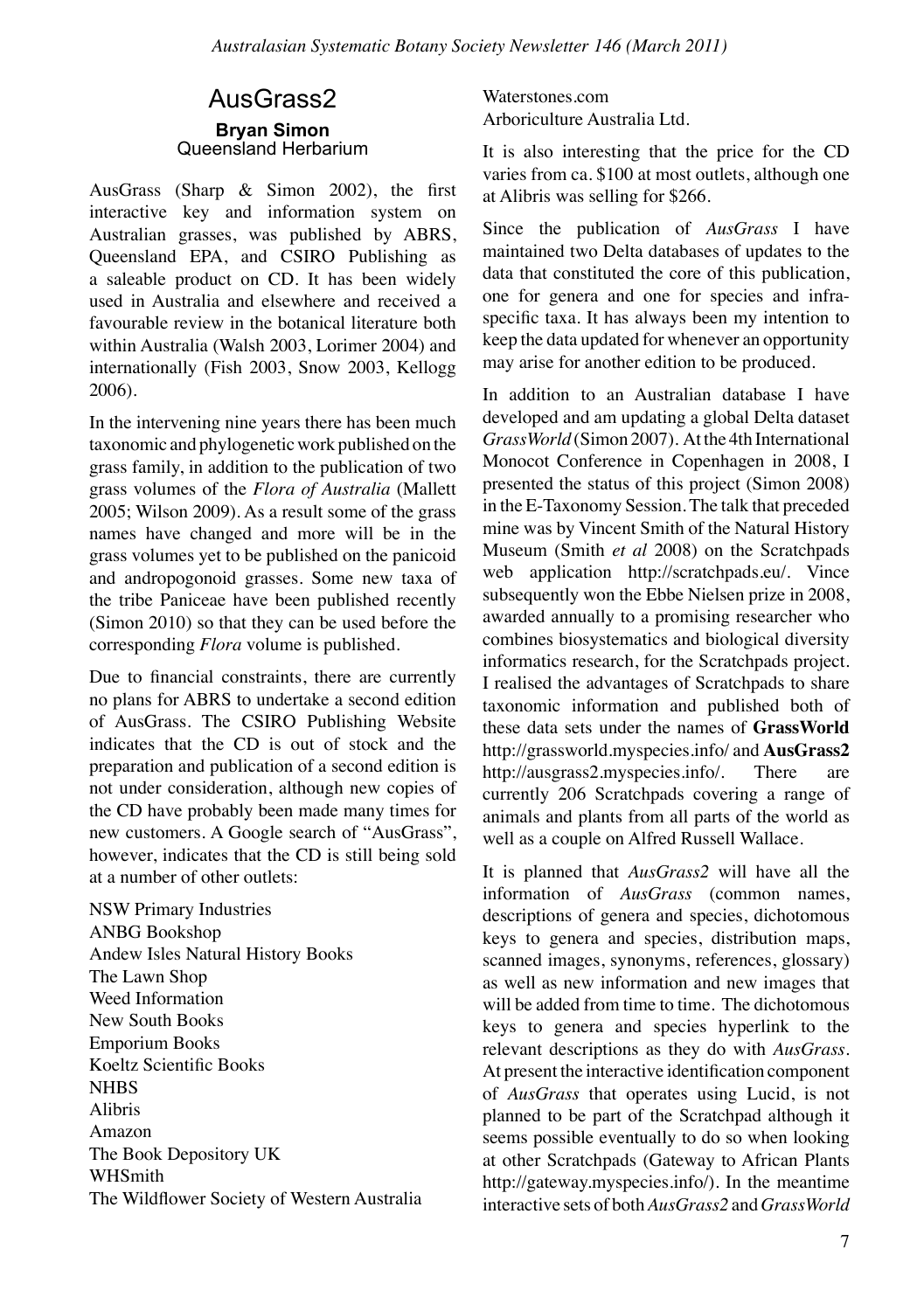# AusGrass2

**Bryan Simon**
Queensland Herbarium

AusGrass (Sharp & Simon 2002), the first interactive key and information system on Australian grasses, was published by ABRS, Queensland EPA, and CSIRO Publishing as a saleable product on CD. It has been widely used in Australia and elsewhere and received a favourable review in the botanical literature both within Australia (Walsh 2003, Lorimer 2004) and internationally (Fish 2003, Snow 2003, Kellogg 2006).

In the intervening nine years there has been much taxonomic and phylogenetic work published on the grass family, in addition to the publication of two grass volumes of the *Flora of Australia* (Mallett 2005; Wilson 2009). As a result some of the grass names have changed and more will be in the grass volumes yet to be published on the panicoid and andropogonoid grasses. Some new taxa of the tribe Paniceae have been published recently (Simon 2010) so that they can be used before the corresponding *Flora* volume is published.

Due to financial constraints, there are currently no plans for ABRS to undertake a second edition of AusGrass. The CSIRO Publishing Website indicates that the CD is out of stock and the preparation and publication of a second edition is not under consideration, although new copies of the CD have probably been made many times for new customers. A Google search of "AusGrass", however, indicates that the CD is still being sold at a number of other outlets:

NSW Primary Industries
ANBG Bookshop
Andew Isles Natural History Books
The Lawn Shop
Weed Information
New South Books
Emporium Books
Koeltz Scientific Books
NHBS
Alibris
Amazon
The Book Depository UK
WHSmith
The Wildflower Society of Western Australia
Waterstones.com
Arboriculture Australia Ltd.

It is also interesting that the price for the CD varies from ca. $100 at most outlets, although one at Alibris was selling for $266.

Since the publication of *AusGrass* I have maintained two Delta databases of updates to the data that constituted the core of this publication, one for genera and one for species and infra-specific taxa. It has always been my intention to keep the data updated for whenever an opportunity may arise for another edition to be produced.

In addition to an Australian database I have developed and am updating a global Delta dataset *GrassWorld* (Simon 2007). At the 4th International Monocot Conference in Copenhagen in 2008, I presented the status of this project (Simon 2008) in the E-Taxonomy Session. The talk that preceded mine was by Vincent Smith of the Natural History Museum (Smith *et al* 2008) on the Scratchpads web application http://scratchpads.eu/. Vince subsequently won the Ebbe Nielsen prize in 2008, awarded annually to a promising researcher who combines biosystematics and biological diversity informatics research, for the Scratchpads project. I realised the advantages of Scratchpads to share taxonomic information and published both of these data sets under the names of **GrassWorld** http://grassworld.myspecies.info/ and **AusGrass2** http://ausgrass2.myspecies.info/. There are currently 206 Scratchpads covering a range of animals and plants from all parts of the world as well as a couple on Alfred Russell Wallace.

It is planned that *AusGrass2* will have all the information of *AusGrass* (common names, descriptions of genera and species, dichotomous keys to genera and species, distribution maps, scanned images, synonyms, references, glossary) as well as new information and new images that will be added from time to time. The dichotomous keys to genera and species hyperlink to the relevant descriptions as they do with *AusGrass*. At present the interactive identification component of *AusGrass* that operates using Lucid, is not planned to be part of the Scratchpad although it seems possible eventually to do so when looking at other Scratchpads (Gateway to African Plants http://gateway.myspecies.info/). In the meantime interactive sets of both *AusGrass2* and *GrassWorld*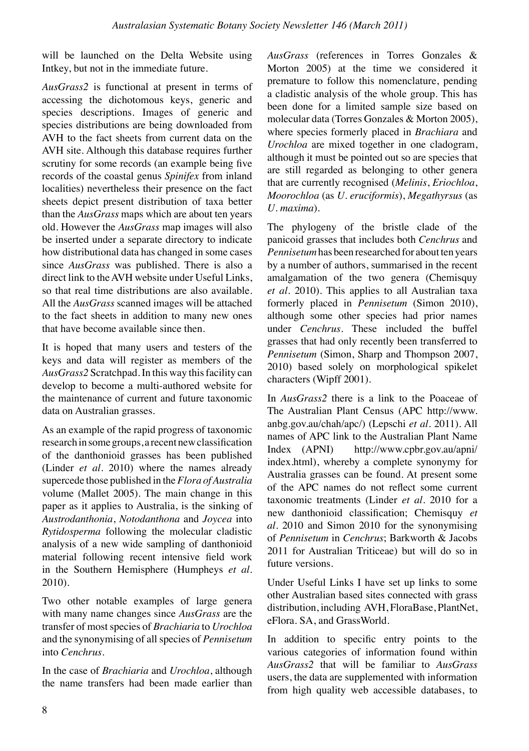will be launched on the Delta Website using Intkey, but not in the immediate future.

*AusGrass2* is functional at present in terms of accessing the dichotomous keys, generic and species descriptions. Images of generic and species distributions are being downloaded from AVH to the fact sheets from current data on the AVH site. Although this database requires further scrutiny for some records (an example being five records of the coastal genus *Spinifex* from inland localities) nevertheless their presence on the fact sheets depict present distribution of taxa better than the *AusGrass* maps which are about ten years old. However the *AusGrass* map images will also be inserted under a separate directory to indicate how distributional data has changed in some cases since *AusGrass* was published. There is also a direct link to the AVH website under Useful Links, so that real time distributions are also available. All the *AusGrass* scanned images will be attached to the fact sheets in addition to many new ones that have become available since then.

It is hoped that many users and testers of the keys and data will register as members of the *AusGrass2* Scratchpad. In this way this facility can develop to become a multi-authored website for the maintenance of current and future taxonomic data on Australian grasses.

As an example of the rapid progress of taxonomic research in some groups, a recent new classification of the danthonioid grasses has been published (Linder *et al*. 2010) where the names already supercede those published in the *Flora of Australia* volume (Mallet 2005). The main change in this paper as it applies to Australia, is the sinking of *Austrodanthonia*, *Notodanthona* and *Joycea* into *Rytidosperma* following the molecular cladistic analysis of a new wide sampling of danthonioid material following recent intensive field work in the Southern Hemisphere (Humpheys *et al*. 2010).

Two other notable examples of large genera with many name changes since *AusGrass* are the transfer of most species of *Brachiaria* to *Urochloa* and the synonymising of all species of *Pennisetum* into *Cenchrus*.

In the case of *Brachiaria* and *Urochloa*, although the name transfers had been made earlier than *AusGrass* (references in Torres Gonzales & Morton 2005) at the time we considered it premature to follow this nomenclature, pending a cladistic analysis of the whole group. This has been done for a limited sample size based on molecular data (Torres Gonzales & Morton 2005), where species formerly placed in *Brachiara* and *Urochloa* are mixed together in one cladogram, although it must be pointed out so are species that are still regarded as belonging to other genera that are currently recognised (*Melinis*, *Eriochloa*, *Moorochloa* (as *U. eruciformis*), *Megathyrsus* (as *U. maxima*).

The phylogeny of the bristle clade of the panicoid grasses that includes both *Cenchrus* and *Pennisetum* has been researched for about ten years by a number of authors, summarised in the recent amalgamation of the two genera (Chemisquy *et al*. 2010). This applies to all Australian taxa formerly placed in *Pennisetum* (Simon 2010), although some other species had prior names under *Cenchrus*. These included the buffel grasses that had only recently been transferred to *Pennisetum* (Simon, Sharp and Thompson 2007, 2010) based solely on morphological spikelet characters (Wipff 2001).

In *AusGrass2* there is a link to the Poaceae of The Australian Plant Census (APC http://www.anbg.gov.au/chah/apc/) (Lepschi *et al*. 2011). All names of APC link to the Australian Plant Name Index (APNI) http://www.cpbr.gov.au/apni/index.html), whereby a complete synonymy for Australia grasses can be found. At present some of the APC names do not reflect some current taxonomic treatments (Linder *et al*. 2010 for a new danthonioid classification; Chemisquy *et al*. 2010 and Simon 2010 for the synonymising of *Pennisetum* in *Cenchrus*; Barkworth & Jacobs 2011 for Australian Triticeae) but will do so in future versions.

Under Useful Links I have set up links to some other Australian based sites connected with grass distribution, including AVH, FloraBase, PlantNet, eFlora. SA, and GrassWorld.

In addition to specific entry points to the various categories of information found within *AusGrass2* that will be familiar to *AusGrass* users, the data are supplemented with information from high quality web accessible databases, to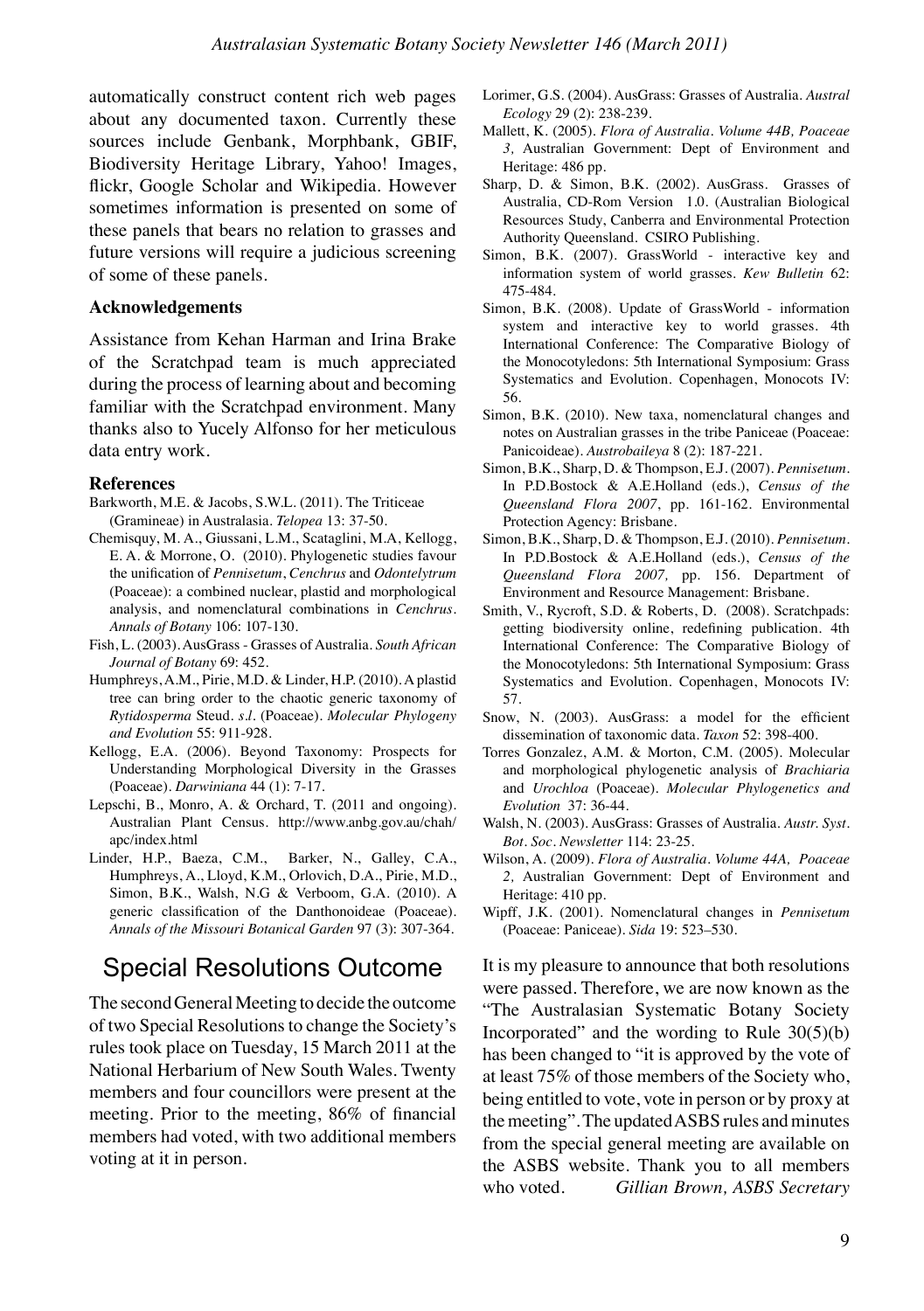automatically construct content rich web pages about any documented taxon. Currently these sources include Genbank, Morphbank, GBIF, Biodiversity Heritage Library, Yahoo! Images, flickr, Google Scholar and Wikipedia. However sometimes information is presented on some of these panels that bears no relation to grasses and future versions will require a judicious screening of some of these panels.

#### Acknowledgements

Assistance from Kehan Harman and Irina Brake of the Scratchpad team is much appreciated during the process of learning about and becoming familiar with the Scratchpad environment. Many thanks also to Yucely Alfonso for her meticulous data entry work.

#### References

Barkworth, M.E. & Jacobs, S.W.L. (2011). The Triticeae (Gramineae) in Australasia. *Telopea* 13: 37-50.

Chemisquy, M. A., Giussani, L.M., Scataglini, M.A, Kellogg, E. A. & Morrone, O. (2010). Phylogenetic studies favour the unification of *Pennisetum*, *Cenchrus* and *Odontelytrum* (Poaceae): a combined nuclear, plastid and morphological analysis, and nomenclatural combinations in *Cenchrus*. *Annals of Botany* 106: 107-130.

Fish, L. (2003). AusGrass - Grasses of Australia. *South African Journal of Botany* 69: 452.

Humphreys, A.M., Pirie, M.D. & Linder, H.P. (2010). A plastid tree can bring order to the chaotic generic taxonomy of *Rytidosperma* Steud. *s.l.* (Poaceae). *Molecular Phylogeny and Evolution* 55: 911-928.

Kellogg, E.A. (2006). Beyond Taxonomy: Prospects for Understanding Morphological Diversity in the Grasses (Poaceae). *Darwiniana* 44 (1): 7-17.

Lepschi, B., Monro, A. & Orchard, T. (2011 and ongoing). Australian Plant Census. http://www.anbg.gov.au/chah/apc/index.html

Linder, H.P., Baeza, C.M., Barker, N., Galley, C.A., Humphreys, A., Lloyd, K.M., Orlovich, D.A., Pirie, M.D., Simon, B.K., Walsh, N.G & Verboom, G.A. (2010). A generic classification of the Danthonoideae (Poaceae). *Annals of the Missouri Botanical Garden* 97 (3): 307-364.

Lorimer, G.S. (2004). AusGrass: Grasses of Australia. *Austral Ecology* 29 (2): 238-239.

Mallett, K. (2005). *Flora of Australia. Volume 44B, Poaceae 3*, Australian Government: Dept of Environment and Heritage: 486 pp.

Sharp, D. & Simon, B.K. (2002). AusGrass. Grasses of Australia, CD-Rom Version 1.0. (Australian Biological Resources Study, Canberra and Environmental Protection Authority Queensland. CSIRO Publishing.

Simon, B.K. (2007). GrassWorld - interactive key and information system of world grasses. *Kew Bulletin* 62: 475-484.

Simon, B.K. (2008). Update of GrassWorld - information system and interactive key to world grasses. 4th International Conference: The Comparative Biology of the Monocotyledons: 5th International Symposium: Grass Systematics and Evolution. Copenhagen, Monocots IV: 56.

Simon, B.K. (2010). New taxa, nomenclatural changes and notes on Australian grasses in the tribe Paniceae (Poaceae: Panicoideae). *Austrobaileya* 8 (2): 187-221.

Simon, B.K., Sharp, D. & Thompson, E.J. (2007). *Pennisetum*. In P.D.Bostock & A.E.Holland (eds.), *Census of the Queensland Flora 2007*, pp. 161-162. Environmental Protection Agency: Brisbane.

Simon, B.K., Sharp, D. & Thompson, E.J. (2010). *Pennisetum*. In P.D.Bostock & A.E.Holland (eds.), *Census of the Queensland Flora 2007,* pp. 156. Department of Environment and Resource Management: Brisbane.

Smith, V., Rycroft, S.D. & Roberts, D. (2008). Scratchpads: getting biodiversity online, redefining publication. 4th International Conference: The Comparative Biology of the Monocotyledons: 5th International Symposium: Grass Systematics and Evolution. Copenhagen, Monocots IV: 57.

Snow, N. (2003). AusGrass: a model for the efficient dissemination of taxonomic data. *Taxon* 52: 398-400.

Torres Gonzalez, A.M. & Morton, C.M. (2005). Molecular and morphological phylogenetic analysis of *Brachiaria* and *Urochloa* (Poaceae). *Molecular Phylogenetics and Evolution* 37: 36-44.

Walsh, N. (2003). AusGrass: Grasses of Australia. *Austr. Syst. Bot. Soc. Newsletter* 114: 23-25.

Wilson, A. (2009). *Flora of Australia. Volume 44A, Poaceae 2*, Australian Government: Dept of Environment and Heritage: 410 pp.

Wipff, J.K. (2001). Nomenclatural changes in *Pennisetum* (Poaceae: Paniceae). *Sida* 19: 523–530.

## Special Resolutions Outcome

The second General Meeting to decide the outcome of two Special Resolutions to change the Society's rules took place on Tuesday, 15 March 2011 at the National Herbarium of New South Wales. Twenty members and four councillors were present at the meeting. Prior to the meeting, 86% of financial members had voted, with two additional members voting at it in person.

It is my pleasure to announce that both resolutions were passed. Therefore, we are now known as the "The Australasian Systematic Botany Society Incorporated" and the wording to Rule 30(5)(b) has been changed to "it is approved by the vote of at least 75% of those members of the Society who, being entitled to vote, vote in person or by proxy at the meeting". The updated ASBS rules and minutes from the special general meeting are available on the ASBS website. Thank you to all members who voted. *Gillian Brown, ASBS Secretary*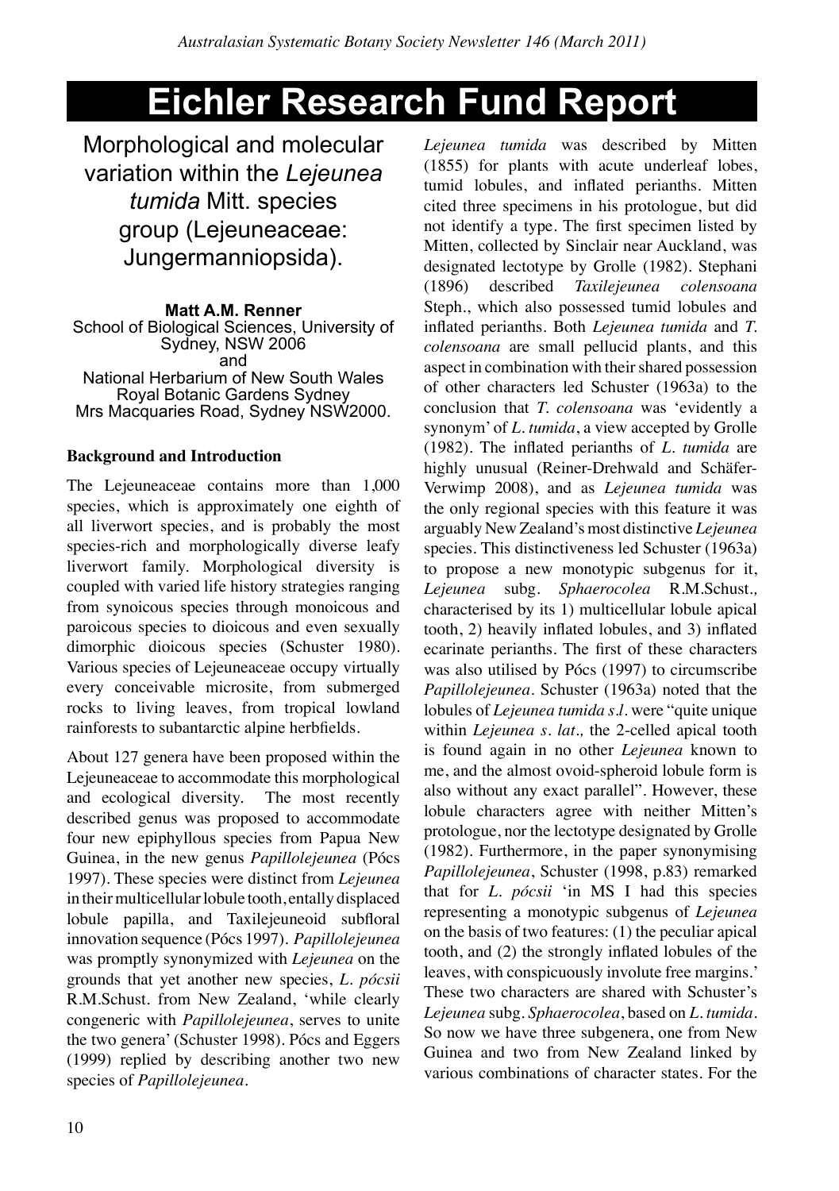# Eichler Research Fund Report

## Morphological and molecular variation within the *Lejeunea tumida* Mitt. species group (Lejeuneaceae: Jungermanniopsida).

**Matt A.M. Renner**
School of Biological Sciences, University of Sydney, NSW 2006
and
National Herbarium of New South Wales
Royal Botanic Gardens Sydney
Mrs Macquaries Road, Sydney NSW2000.

### Background and Introduction

The Lejeuneaceae contains more than 1,000 species, which is approximately one eighth of all liverwort species, and is probably the most species-rich and morphologically diverse leafy liverwort family. Morphological diversity is coupled with varied life history strategies ranging from synoicous species through monoicous and paroicous species to dioicous and even sexually dimorphic dioicous species (Schuster 1980). Various species of Lejeuneaceae occupy virtually every conceivable microsite, from submerged rocks to living leaves, from tropical lowland rainforests to subantarctic alpine herbfields.

About 127 genera have been proposed within the Lejeuneaceae to accommodate this morphological and ecological diversity. The most recently described genus was proposed to accommodate four new epiphyllous species from Papua New Guinea, in the new genus *Papillolejeunea* (Pócs 1997). These species were distinct from *Lejeunea* in their multicellular lobule tooth, entally displaced lobule papilla, and Taxilejeuneoid subfloral innovation sequence (Pócs 1997). *Papillolejeunea* was promptly synonymized with *Lejeunea* on the grounds that yet another new species, *L. pócsii* R.M.Schust. from New Zealand, 'while clearly congeneric with *Papillolejeunea*, serves to unite the two genera' (Schuster 1998). Pócs and Eggers (1999) replied by describing another two new species of *Papillolejeunea*.

*Lejeunea tumida* was described by Mitten (1855) for plants with acute underleaf lobes, tumid lobules, and inflated perianths. Mitten cited three specimens in his protologue, but did not identify a type. The first specimen listed by Mitten, collected by Sinclair near Auckland, was designated lectotype by Grolle (1982). Stephani (1896) described *Taxilejeunea colensoana* Steph., which also possessed tumid lobules and inflated perianths. Both *Lejeunea tumida* and *T. colensoana* are small pellucid plants, and this aspect in combination with their shared possession of other characters led Schuster (1963a) to the conclusion that *T. colensoana* was 'evidently a synonym' of *L. tumida*, a view accepted by Grolle (1982). The inflated perianths of *L. tumida* are highly unusual (Reiner-Drehwald and Schäfer-Verwimp 2008), and as *Lejeunea tumida* was the only regional species with this feature it was arguably New Zealand's most distinctive *Lejeunea* species. This distinctiveness led Schuster (1963a) to propose a new monotypic subgenus for it, *Lejeunea* subg. *Sphaerocolea* R.M.Schust., characterised by its 1) multicellular lobule apical tooth, 2) heavily inflated lobules, and 3) inflated ecarinate perianths. The first of these characters was also utilised by Pócs (1997) to circumscribe *Papillolejeunea*. Schuster (1963a) noted that the lobules of *Lejeunea tumida s.l.* were "quite unique within *Lejeunea s. lat.,* the 2-celled apical tooth is found again in no other *Lejeunea* known to me, and the almost ovoid-spheroid lobule form is also without any exact parallel". However, these lobule characters agree with neither Mitten's protologue, nor the lectotype designated by Grolle (1982). Furthermore, in the paper synonymising *Papillolejeunea*, Schuster (1998, p.83) remarked that for *L. pócsii* 'in MS I had this species representing a monotypic subgenus of *Lejeunea* on the basis of two features: (1) the peculiar apical tooth, and (2) the strongly inflated lobules of the leaves, with conspicuously involute free margins.' These two characters are shared with Schuster's *Lejeunea* subg. *Sphaerocolea*, based on *L. tumida*. So now we have three subgenera, one from New Guinea and two from New Zealand linked by various combinations of character states. For the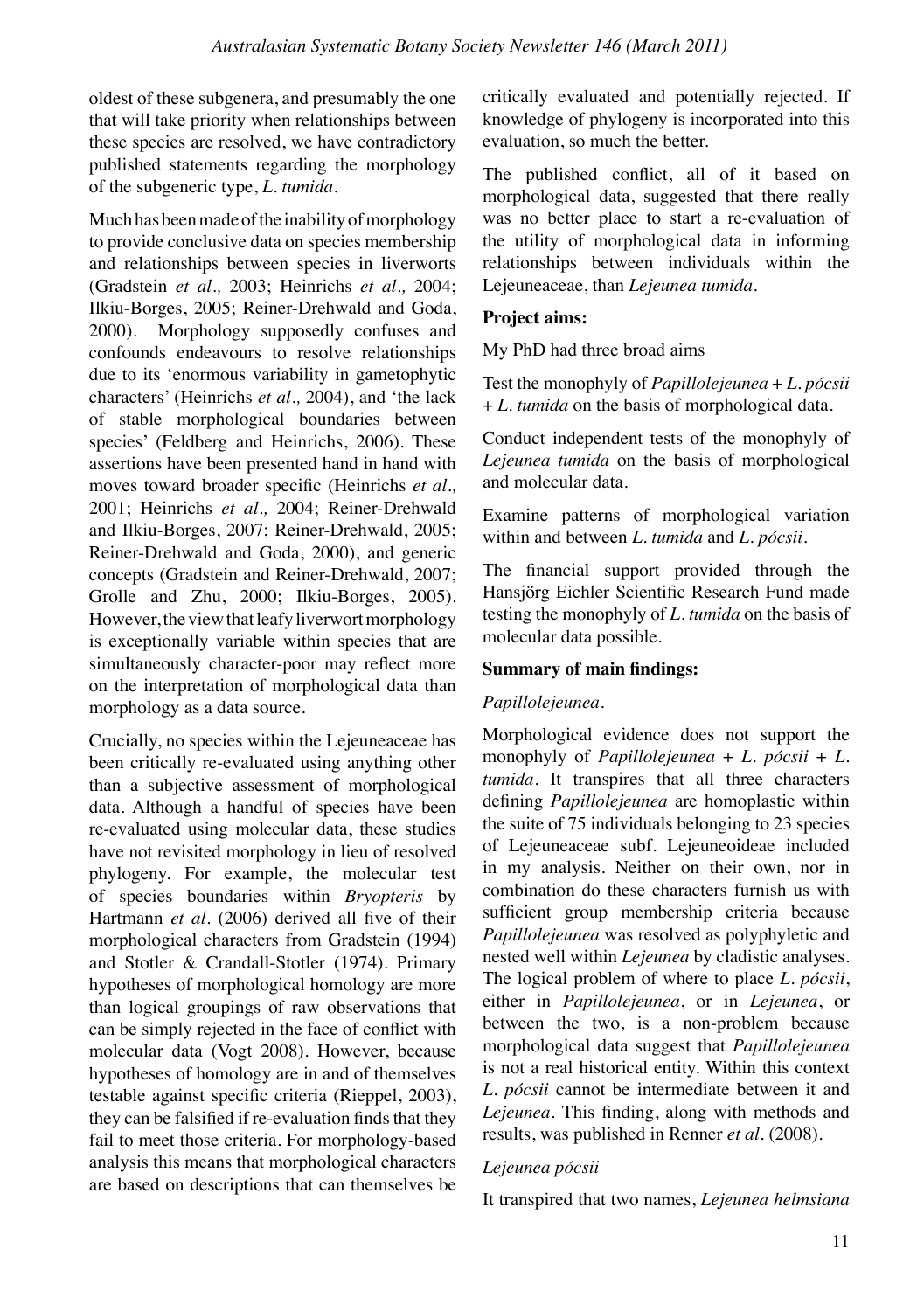oldest of these subgenera, and presumably the one that will take priority when relationships between these species are resolved, we have contradictory published statements regarding the morphology of the subgeneric type, *L. tumida*.

Much has been made of the inability of morphology to provide conclusive data on species membership and relationships between species in liverworts (Gradstein *et al.,* 2003; Heinrichs *et al.,* 2004; Ilkiu-Borges, 2005; Reiner-Drehwald and Goda, 2000). Morphology supposedly confuses and confounds endeavours to resolve relationships due to its 'enormous variability in gametophytic characters' (Heinrichs *et al.,* 2004), and 'the lack of stable morphological boundaries between species' (Feldberg and Heinrichs, 2006). These assertions have been presented hand in hand with moves toward broader specific (Heinrichs *et al.,* 2001; Heinrichs *et al.,* 2004; Reiner-Drehwald and Ilkiu-Borges, 2007; Reiner-Drehwald, 2005; Reiner-Drehwald and Goda, 2000), and generic concepts (Gradstein and Reiner-Drehwald, 2007; Grolle and Zhu, 2000; Ilkiu-Borges, 2005). However, the view that leafy liverwort morphology is exceptionally variable within species that are simultaneously character-poor may reflect more on the interpretation of morphological data than morphology as a data source.

Crucially, no species within the Lejeuneaceae has been critically re-evaluated using anything other than a subjective assessment of morphological data. Although a handful of species have been re-evaluated using molecular data, these studies have not revisited morphology in lieu of resolved phylogeny. For example, the molecular test of species boundaries within *Bryopteris* by Hartmann *et al.* (2006) derived all five of their morphological characters from Gradstein (1994) and Stotler & Crandall-Stotler (1974). Primary hypotheses of morphological homology are more than logical groupings of raw observations that can be simply rejected in the face of conflict with molecular data (Vogt 2008). However, because hypotheses of homology are in and of themselves testable against specific criteria (Rieppel, 2003), they can be falsified if re-evaluation finds that they fail to meet those criteria. For morphology-based analysis this means that morphological characters are based on descriptions that can themselves be critically evaluated and potentially rejected. If knowledge of phylogeny is incorporated into this evaluation, so much the better.

The published conflict, all of it based on morphological data, suggested that there really was no better place to start a re-evaluation of the utility of morphological data in informing relationships between individuals within the Lejeuneaceae, than *Lejeunea tumida*.

**Project aims:**

My PhD had three broad aims

Test the monophyly of *Papillolejeunea* + *L. pócsii* + *L. tumida* on the basis of morphological data.

Conduct independent tests of the monophyly of *Lejeunea tumida* on the basis of morphological and molecular data.

Examine patterns of morphological variation within and between *L. tumida* and *L. pócsii*.

The financial support provided through the Hansjörg Eichler Scientific Research Fund made testing the monophyly of *L. tumida* on the basis of molecular data possible.

**Summary of main findings:**

*Papillolejeunea.*

Morphological evidence does not support the monophyly of *Papillolejeunea* + *L. pócsii* + *L. tumida*. It transpires that all three characters defining *Papillolejeunea* are homoplastic within the suite of 75 individuals belonging to 23 species of Lejeuneaceae subf. Lejeuneoideae included in my analysis. Neither on their own, nor in combination do these characters furnish us with sufficient group membership criteria because *Papillolejeunea* was resolved as polyphyletic and nested well within *Lejeunea* by cladistic analyses. The logical problem of where to place *L. pócsii*, either in *Papillolejeunea*, or in *Lejeunea*, or between the two, is a non-problem because morphological data suggest that *Papillolejeunea* is not a real historical entity. Within this context *L. pócsii* cannot be intermediate between it and *Lejeunea*. This finding, along with methods and results, was published in Renner *et al.* (2008).

*Lejeunea pócsii*

It transpired that two names, *Lejeunea helmsiana*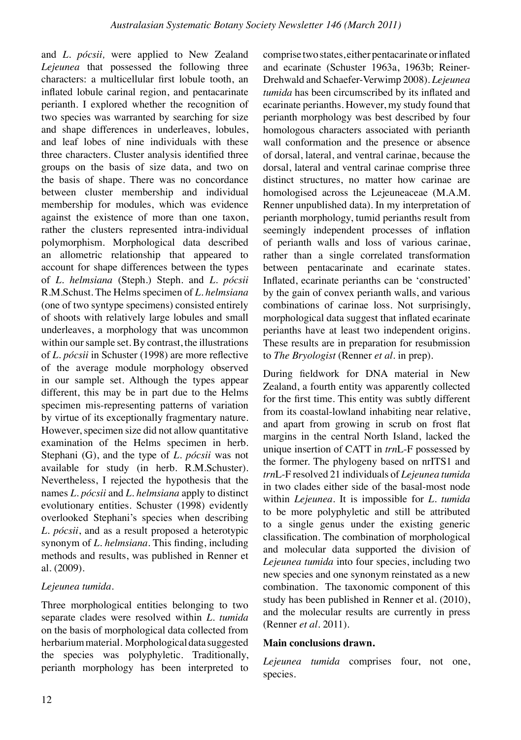and *L. pócsii,* were applied to New Zealand *Lejeunea* that possessed the following three characters: a multicellular first lobule tooth, an inflated lobule carinal region, and pentacarinate perianth. I explored whether the recognition of two species was warranted by searching for size and shape differences in underleaves, lobules, and leaf lobes of nine individuals with these three characters. Cluster analysis identified three groups on the basis of size data, and two on the basis of shape. There was no concordance between cluster membership and individual membership for modules, which was evidence against the existence of more than one taxon, rather the clusters represented intra-individual polymorphism. Morphological data described an allometric relationship that appeared to account for shape differences between the types of *L. helmsiana* (Steph.) Steph. and *L. pócsii* R.M.Schust. The Helms specimen of *L. helmsiana* (one of two syntype specimens) consisted entirely of shoots with relatively large lobules and small underleaves, a morphology that was uncommon within our sample set. By contrast, the illustrations of *L. pócsii* in Schuster (1998) are more reflective of the average module morphology observed in our sample set. Although the types appear different, this may be in part due to the Helms specimen mis-representing patterns of variation by virtue of its exceptionally fragmentary nature. However, specimen size did not allow quantitative examination of the Helms specimen in herb. Stephani (G), and the type of *L. pócsii* was not available for study (in herb. R.M.Schuster). Nevertheless, I rejected the hypothesis that the names *L. pócsii* and *L. helmsiana* apply to distinct evolutionary entities. Schuster (1998) evidently overlooked Stephani's species when describing *L. pócsii*, and as a result proposed a heterotypic synonym of *L. helmsiana*. This finding, including methods and results, was published in Renner et al. (2009).

*Lejeunea tumida*.

Three morphological entities belonging to two separate clades were resolved within *L. tumida* on the basis of morphological data collected from herbarium material. Morphological data suggested the species was polyphyletic. Traditionally, perianth morphology has been interpreted to comprise two states, either pentacarinate or inflated and ecarinate (Schuster 1963a, 1963b; Reiner-Drehwald and Schaefer-Verwimp 2008). *Lejeunea tumida* has been circumscribed by its inflated and ecarinate perianths. However, my study found that perianth morphology was best described by four homologous characters associated with perianth wall conformation and the presence or absence of dorsal, lateral, and ventral carinae, because the dorsal, lateral and ventral carinae comprise three distinct structures, no matter how carinae are homologised across the Lejeuneaceae (M.A.M. Renner unpublished data). In my interpretation of perianth morphology, tumid perianths result from seemingly independent processes of inflation of perianth walls and loss of various carinae, rather than a single correlated transformation between pentacarinate and ecarinate states. Inflated, ecarinate perianths can be 'constructed' by the gain of convex perianth walls, and various combinations of carinae loss. Not surprisingly, morphological data suggest that inflated ecarinate perianths have at least two independent origins. These results are in preparation for resubmission to *The Bryologist* (Renner *et al*. in prep).

During fieldwork for DNA material in New Zealand, a fourth entity was apparently collected for the first time. This entity was subtly different from its coastal-lowland inhabiting near relative, and apart from growing in scrub on frost flat margins in the central North Island, lacked the unique insertion of CATT in *trn*L-F possessed by the former. The phylogeny based on nrITS1 and *trn*L-F resolved 21 individuals of *Lejeunea tumida* in two clades either side of the basal-most node within *Lejeunea*. It is impossible for *L. tumida* to be more polyphyletic and still be attributed to a single genus under the existing generic classification. The combination of morphological and molecular data supported the division of *Lejeunea tumida* into four species, including two new species and one synonym reinstated as a new combination. The taxonomic component of this study has been published in Renner et al. (2010), and the molecular results are currently in press (Renner *et al*. 2011).

**Main conclusions drawn.**

*Lejeunea tumida* comprises four, not one, species.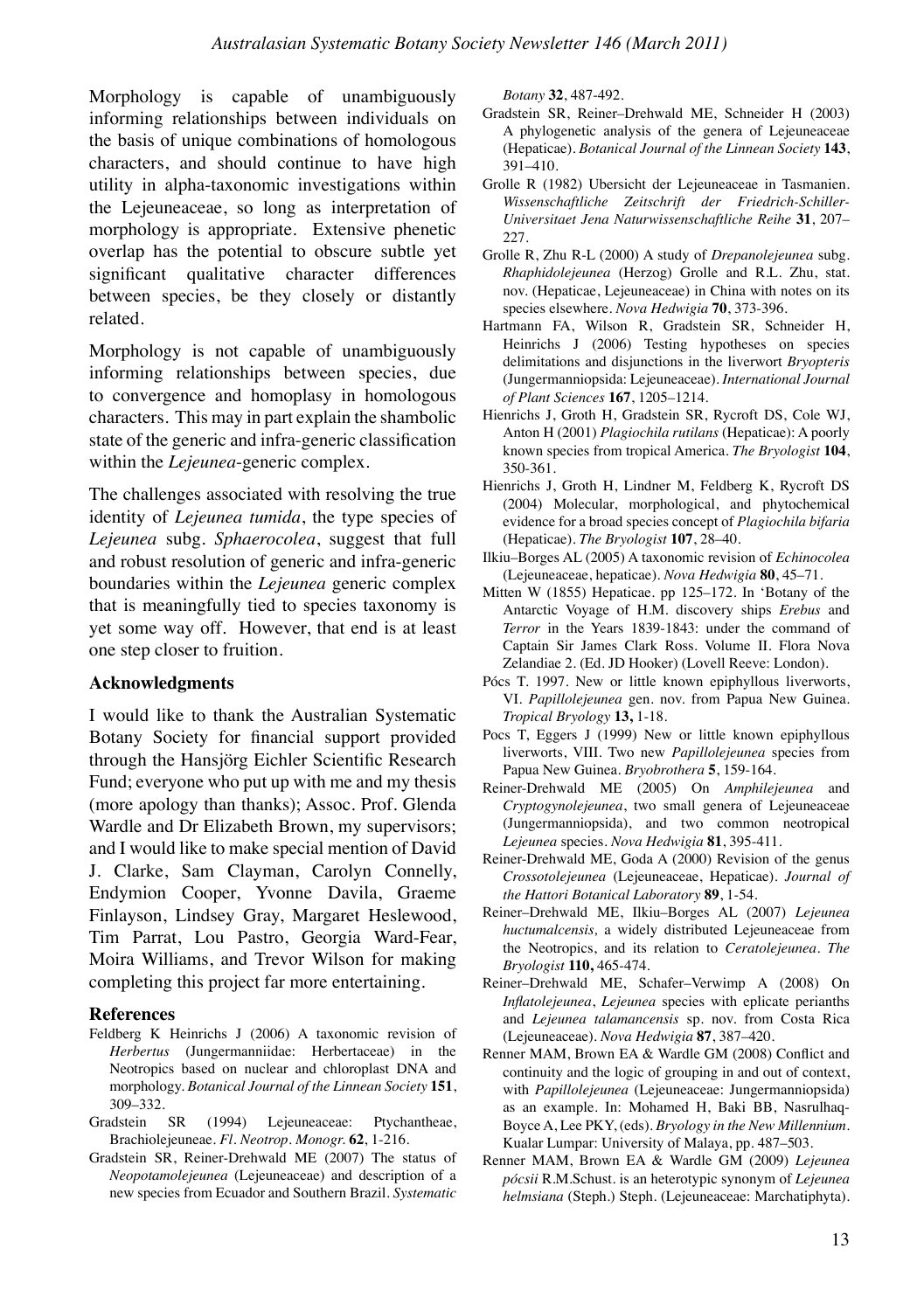Morphology is capable of unambiguously informing relationships between individuals on the basis of unique combinations of homologous characters, and should continue to have high utility in alpha-taxonomic investigations within the Lejeuneaceae, so long as interpretation of morphology is appropriate. Extensive phenetic overlap has the potential to obscure subtle yet significant qualitative character differences between species, be they closely or distantly related.

Morphology is not capable of unambiguously informing relationships between species, due to convergence and homoplasy in homologous characters. This may in part explain the shambolic state of the generic and infra-generic classification within the *Lejeunea*-generic complex.

The challenges associated with resolving the true identity of *Lejeunea tumida*, the type species of *Lejeunea* subg. *Sphaerocolea*, suggest that full and robust resolution of generic and infra-generic boundaries within the *Lejeunea* generic complex that is meaningfully tied to species taxonomy is yet some way off. However, that end is at least one step closer to fruition.

### Acknowledgments

I would like to thank the Australian Systematic Botany Society for financial support provided through the Hansjörg Eichler Scientific Research Fund; everyone who put up with me and my thesis (more apology than thanks); Assoc. Prof. Glenda Wardle and Dr Elizabeth Brown, my supervisors; and I would like to make special mention of David J. Clarke, Sam Clayman, Carolyn Connelly, Endymion Cooper, Yvonne Davila, Graeme Finlayson, Lindsey Gray, Margaret Heslewood, Tim Parrat, Lou Pastro, Georgia Ward-Fear, Moira Williams, and Trevor Wilson for making completing this project far more entertaining.

### References

Feldberg K Heinrichs J (2006) A taxonomic revision of *Herbertus* (Jungermanniidae: Herbertaceae) in the Neotropics based on nuclear and chloroplast DNA and morphology. *Botanical Journal of the Linnean Society* **151**, 309–332.

Gradstein SR (1994) Lejeuneaceae: Ptychantheae, Brachiolejeuneae. *Fl. Neotrop. Monogr.* **62**, 1-216.

Gradstein SR, Reiner-Drehwald ME (2007) The status of *Neopotamolejeunea* (Lejeuneaceae) and description of a new species from Ecuador and Southern Brazil. *Systematic Botany* **32**, 487-492.

Gradstein SR, Reiner–Drehwald ME, Schneider H (2003) A phylogenetic analysis of the genera of Lejeuneaceae (Hepaticae). *Botanical Journal of the Linnean Society* **143**, 391–410.

Grolle R (1982) Ubersicht der Lejeuneaceae in Tasmanien. *Wissenschaftliche Zeitschrift der Friedrich-Schiller-Universitaet Jena Naturwissenschaftliche Reihe* **31**, 207–227.

Grolle R, Zhu R-L (2000) A study of *Drepanolejeunea* subg. *Rhaphidolejeunea* (Herzog) Grolle and R.L. Zhu, stat. nov. (Hepaticae, Lejeuneaceae) in China with notes on its species elsewhere. *Nova Hedwigia* **70**, 373-396.

Hartmann FA, Wilson R, Gradstein SR, Schneider H, Heinrichs J (2006) Testing hypotheses on species delimitations and disjunctions in the liverwort *Bryopteris* (Jungermanniopsida: Lejeuneaceae). *International Journal of Plant Sciences* **167**, 1205–1214.

Hienrichs J, Groth H, Gradstein SR, Rycroft DS, Cole WJ, Anton H (2001) *Plagiochila rutilans* (Hepaticae): A poorly known species from tropical America. *The Bryologist* **104**, 350-361.

Hienrichs J, Groth H, Lindner M, Feldberg K, Rycroft DS (2004) Molecular, morphological, and phytochemical evidence for a broad species concept of *Plagiochila bifaria* (Hepaticae). *The Bryologist* **107**, 28–40.

Ilkiu–Borges AL (2005) A taxonomic revision of *Echinocolea* (Lejeuneaceae, hepaticae). *Nova Hedwigia* **80**, 45–71.

Mitten W (1855) Hepaticae. pp 125–172. In 'Botany of the Antarctic Voyage of H.M. discovery ships *Erebus* and *Terror* in the Years 1839-1843: under the command of Captain Sir James Clark Ross. Volume II. Flora Nova Zelandiae 2. (Ed. JD Hooker) (Lovell Reeve: London).

Pócs T. 1997. New or little known epiphyllous liverworts, VI. *Papillolejeunea* gen. nov. from Papua New Guinea. *Tropical Bryology* **13,** 1-18.

Pocs T, Eggers J (1999) New or little known epiphyllous liverworts, VIII. Two new *Papillolejeunea* species from Papua New Guinea. *Bryobrothera* **5**, 159-164.

Reiner-Drehwald ME (2005) On *Amphilejeunea* and *Cryptogynolejeunea*, two small genera of Lejeuneaceae (Jungermanniopsida), and two common neotropical *Lejeunea* species. *Nova Hedwigia* **81**, 395-411.

Reiner-Drehwald ME, Goda A (2000) Revision of the genus *Crossotolejeunea* (Lejeuneaceae, Hepaticae). *Journal of the Hattori Botanical Laboratory* **89**, 1-54.

Reiner–Drehwald ME, Ilkiu–Borges AL (2007) *Lejeunea huctumalcensis,* a widely distributed Lejeuneaceae from the Neotropics, and its relation to *Ceratolejeunea*. *The Bryologist* **110,** 465-474.

Reiner–Drehwald ME, Schafer–Verwimp A (2008) On *Inflatolejeunea*, *Lejeunea* species with eplicate perianths and *Lejeunea talamancensis* sp. nov. from Costa Rica (Lejeuneaceae). *Nova Hedwigia* **87**, 387–420.

Renner MAM, Brown EA & Wardle GM (2008) Conflict and continuity and the logic of grouping in and out of context, with *Papillolejeunea* (Lejeuneaceae: Jungermanniopsida) as an example. In: Mohamed H, Baki BB, Nasrulhaq-Boyce A, Lee PKY, (eds). *Bryology in the New Millennium*. Kualar Lumpar: University of Malaya, pp. 487–503.

Renner MAM, Brown EA & Wardle GM (2009) *Lejeunea pócsii* R.M.Schust. is an heterotypic synonym of *Lejeunea helmsiana* (Steph.) Steph. (Lejeuneaceae: Marchatiphyta).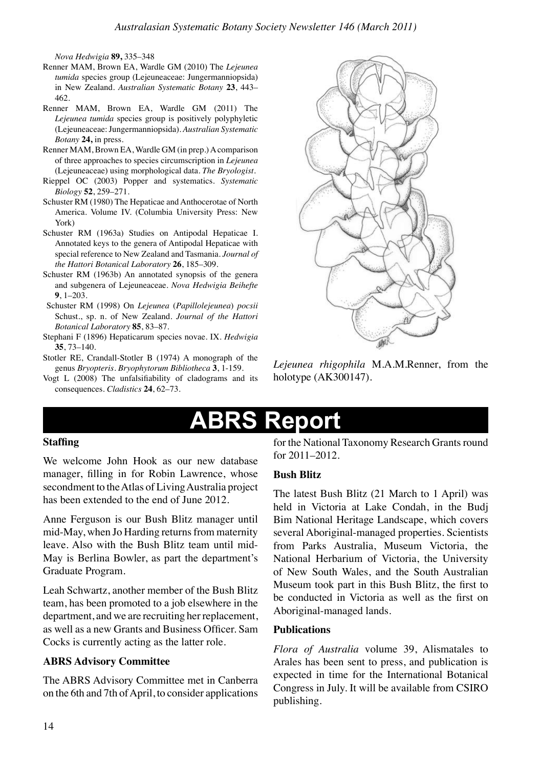*Nova Hedwigia* **89,** 335–348

Renner MAM, Brown EA, Wardle GM (2010) The *Lejeunea tumida* species group (Lejeuneaceae: Jungermanniopsida) in New Zealand. *Australian Systematic Botany* **23**, 443–462.

Renner MAM, Brown EA, Wardle GM (2011) The *Lejeunea tumida* species group is positively polyphyletic (Lejeuneaceae: Jungermanniopsida). *Australian Systematic Botany* **24,** in press.

Renner MAM, Brown EA, Wardle GM (in prep.) A comparison of three approaches to species circumscription in *Lejeunea* (Lejeuneaceae) using morphological data. *The Bryologist*.

Rieppel OC (2003) Popper and systematics. *Systematic Biology* **52**, 259–271.

Schuster RM (1980) The Hepaticae and Anthocerotae of North America. Volume IV. (Columbia University Press: New York)

Schuster RM (1963a) Studies on Antipodal Hepaticae I. Annotated keys to the genera of Antipodal Hepaticae with special reference to New Zealand and Tasmania. *Journal of the Hattori Botanical Laboratory* **26**, 185–309.

Schuster RM (1963b) An annotated synopsis of the genera and subgenera of Lejeuneaceae. *Nova Hedwigia Beihefte* **9**, 1–203.

Schuster RM (1998) On *Lejeunea* (*Papillolejeunea*) *pocsii* Schust., sp. n. of New Zealand. *Journal of the Hattori Botanical Laboratory* **85**, 83–87.

Stephani F (1896) Hepaticarum species novae. IX. *Hedwigia* **35**, 73–140.

Stotler RE, Crandall-Stotler B (1974) A monograph of the genus *Bryopteris*. *Bryophytorum Bibliotheca* **3**, 1-159.

Vogt L (2008) The unfalsifiability of cladograms and its consequences. *Cladistics* **24**, 62–73.

*Lejeunea rhigophila* M.A.M.Renner, from the holotype (AK300147).

# ABRS Report

### Staffing

We welcome John Hook as our new database manager, filling in for Robin Lawrence, whose secondment to the Atlas of Living Australia project has been extended to the end of June 2012.

Anne Ferguson is our Bush Blitz manager until mid-May, when Jo Harding returns from maternity leave. Also with the Bush Blitz team until mid-May is Berlina Bowler, as part the department's Graduate Program.

Leah Schwartz, another member of the Bush Blitz team, has been promoted to a job elsewhere in the department, and we are recruiting her replacement, as well as a new Grants and Business Officer. Sam Cocks is currently acting as the latter role.

### ABRS Advisory Committee

The ABRS Advisory Committee met in Canberra on the 6th and 7th of April, to consider applications for the National Taxonomy Research Grants round for 2011–2012.

### Bush Blitz

The latest Bush Blitz (21 March to 1 April) was held in Victoria at Lake Condah, in the Budj Bim National Heritage Landscape, which covers several Aboriginal-managed properties. Scientists from Parks Australia, Museum Victoria, the National Herbarium of Victoria, the University of New South Wales, and the South Australian Museum took part in this Bush Blitz, the first to be conducted in Victoria as well as the first on Aboriginal-managed lands.

### Publications

*Flora of Australia* volume 39, Alismatales to Arales has been sent to press, and publication is expected in time for the International Botanical Congress in July. It will be available from CSIRO publishing.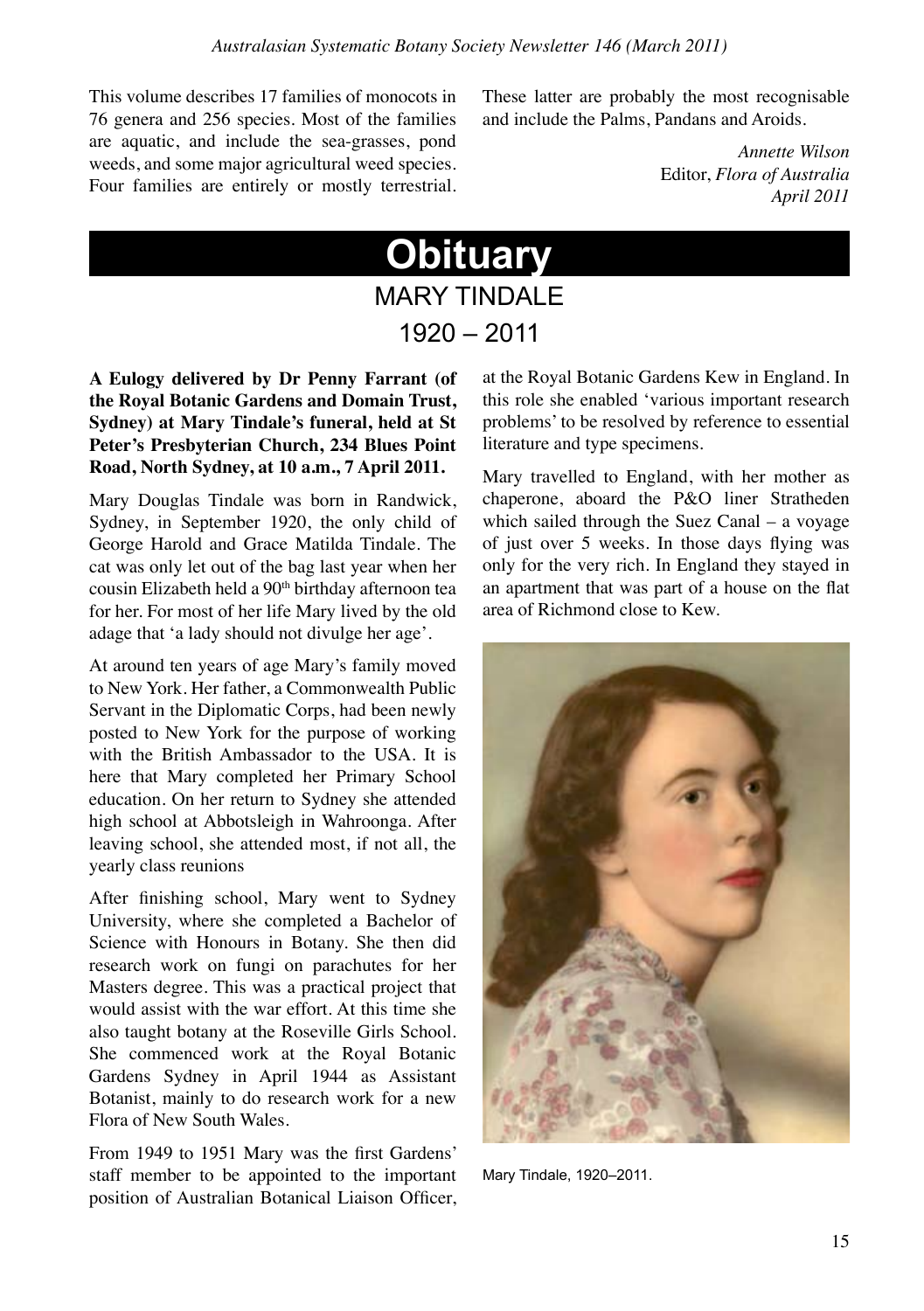This volume describes 17 families of monocots in 76 genera and 256 species. Most of the families are aquatic, and include the sea-grasses, pond weeds, and some major agricultural weed species. Four families are entirely or mostly terrestrial. These latter are probably the most recognisable and include the Palms, Pandans and Aroids.

*Annette Wilson*
Editor, *Flora of Australia*
*April 2011*

# Obituary

## MARY TINDALE
## 1920 – 2011

**A Eulogy delivered by Dr Penny Farrant (of the Royal Botanic Gardens and Domain Trust, Sydney) at Mary Tindale's funeral, held at St Peter's Presbyterian Church, 234 Blues Point Road, North Sydney, at 10 a.m., 7 April 2011.**

Mary Douglas Tindale was born in Randwick, Sydney, in September 1920, the only child of George Harold and Grace Matilda Tindale. The cat was only let out of the bag last year when her cousin Elizabeth held a 90th birthday afternoon tea for her. For most of her life Mary lived by the old adage that 'a lady should not divulge her age'.

At around ten years of age Mary's family moved to New York. Her father, a Commonwealth Public Servant in the Diplomatic Corps, had been newly posted to New York for the purpose of working with the British Ambassador to the USA. It is here that Mary completed her Primary School education. On her return to Sydney she attended high school at Abbotsleigh in Wahroonga. After leaving school, she attended most, if not all, the yearly class reunions

After finishing school, Mary went to Sydney University, where she completed a Bachelor of Science with Honours in Botany. She then did research work on fungi on parachutes for her Masters degree. This was a practical project that would assist with the war effort. At this time she also taught botany at the Roseville Girls School. She commenced work at the Royal Botanic Gardens Sydney in April 1944 as Assistant Botanist, mainly to do research work for a new Flora of New South Wales.

From 1949 to 1951 Mary was the first Gardens' staff member to be appointed to the important position of Australian Botanical Liaison Officer, at the Royal Botanic Gardens Kew in England. In this role she enabled 'various important research problems' to be resolved by reference to essential literature and type specimens.

Mary travelled to England, with her mother as chaperone, aboard the P&O liner Stratheden which sailed through the Suez Canal – a voyage of just over 5 weeks. In those days flying was only for the very rich. In England they stayed in an apartment that was part of a house on the flat area of Richmond close to Kew.

Mary Tindale, 1920–2011.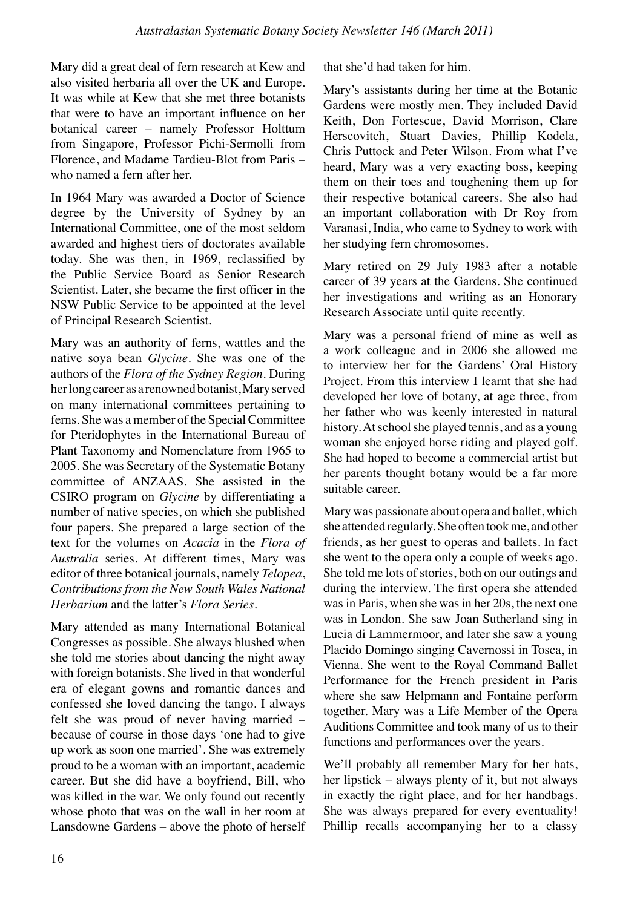Mary did a great deal of fern research at Kew and also visited herbaria all over the UK and Europe. It was while at Kew that she met three botanists that were to have an important influence on her botanical career – namely Professor Holttum from Singapore, Professor Pichi-Sermolli from Florence, and Madame Tardieu-Blot from Paris – who named a fern after her.

In 1964 Mary was awarded a Doctor of Science degree by the University of Sydney by an International Committee, one of the most seldom awarded and highest tiers of doctorates available today. She was then, in 1969, reclassified by the Public Service Board as Senior Research Scientist. Later, she became the first officer in the NSW Public Service to be appointed at the level of Principal Research Scientist.

Mary was an authority of ferns, wattles and the native soya bean *Glycine*. She was one of the authors of the *Flora of the Sydney Region*. During her long career as a renowned botanist, Mary served on many international committees pertaining to ferns. She was a member of the Special Committee for Pteridophytes in the International Bureau of Plant Taxonomy and Nomenclature from 1965 to 2005. She was Secretary of the Systematic Botany committee of ANZAAS. She assisted in the CSIRO program on *Glycine* by differentiating a number of native species, on which she published four papers. She prepared a large section of the text for the volumes on *Acacia* in the *Flora of Australia* series. At different times, Mary was editor of three botanical journals, namely *Telopea*, *Contributions from the New South Wales National Herbarium* and the latter's *Flora Series*.

Mary attended as many International Botanical Congresses as possible. She always blushed when she told me stories about dancing the night away with foreign botanists. She lived in that wonderful era of elegant gowns and romantic dances and confessed she loved dancing the tango. I always felt she was proud of never having married – because of course in those days 'one had to give up work as soon one married'. She was extremely proud to be a woman with an important, academic career. But she did have a boyfriend, Bill, who was killed in the war. We only found out recently whose photo that was on the wall in her room at Lansdowne Gardens – above the photo of herself that she'd had taken for him.

Mary's assistants during her time at the Botanic Gardens were mostly men. They included David Keith, Don Fortescue, David Morrison, Clare Herscovitch, Stuart Davies, Phillip Kodela, Chris Puttock and Peter Wilson. From what I've heard, Mary was a very exacting boss, keeping them on their toes and toughening them up for their respective botanical careers. She also had an important collaboration with Dr Roy from Varanasi, India, who came to Sydney to work with her studying fern chromosomes.

Mary retired on 29 July 1983 after a notable career of 39 years at the Gardens. She continued her investigations and writing as an Honorary Research Associate until quite recently.

Mary was a personal friend of mine as well as a work colleague and in 2006 she allowed me to interview her for the Gardens' Oral History Project. From this interview I learnt that she had developed her love of botany, at age three, from her father who was keenly interested in natural history. At school she played tennis, and as a young woman she enjoyed horse riding and played golf. She had hoped to become a commercial artist but her parents thought botany would be a far more suitable career.

Mary was passionate about opera and ballet, which she attended regularly. She often took me, and other friends, as her guest to operas and ballets. In fact she went to the opera only a couple of weeks ago. She told me lots of stories, both on our outings and during the interview. The first opera she attended was in Paris, when she was in her 20s, the next one was in London. She saw Joan Sutherland sing in Lucia di Lammermoor, and later she saw a young Placido Domingo singing Cavernossi in Tosca, in Vienna. She went to the Royal Command Ballet Performance for the French president in Paris where she saw Helpmann and Fontaine perform together. Mary was a Life Member of the Opera Auditions Committee and took many of us to their functions and performances over the years.

We'll probably all remember Mary for her hats, her lipstick – always plenty of it, but not always in exactly the right place, and for her handbags. She was always prepared for every eventuality! Phillip recalls accompanying her to a classy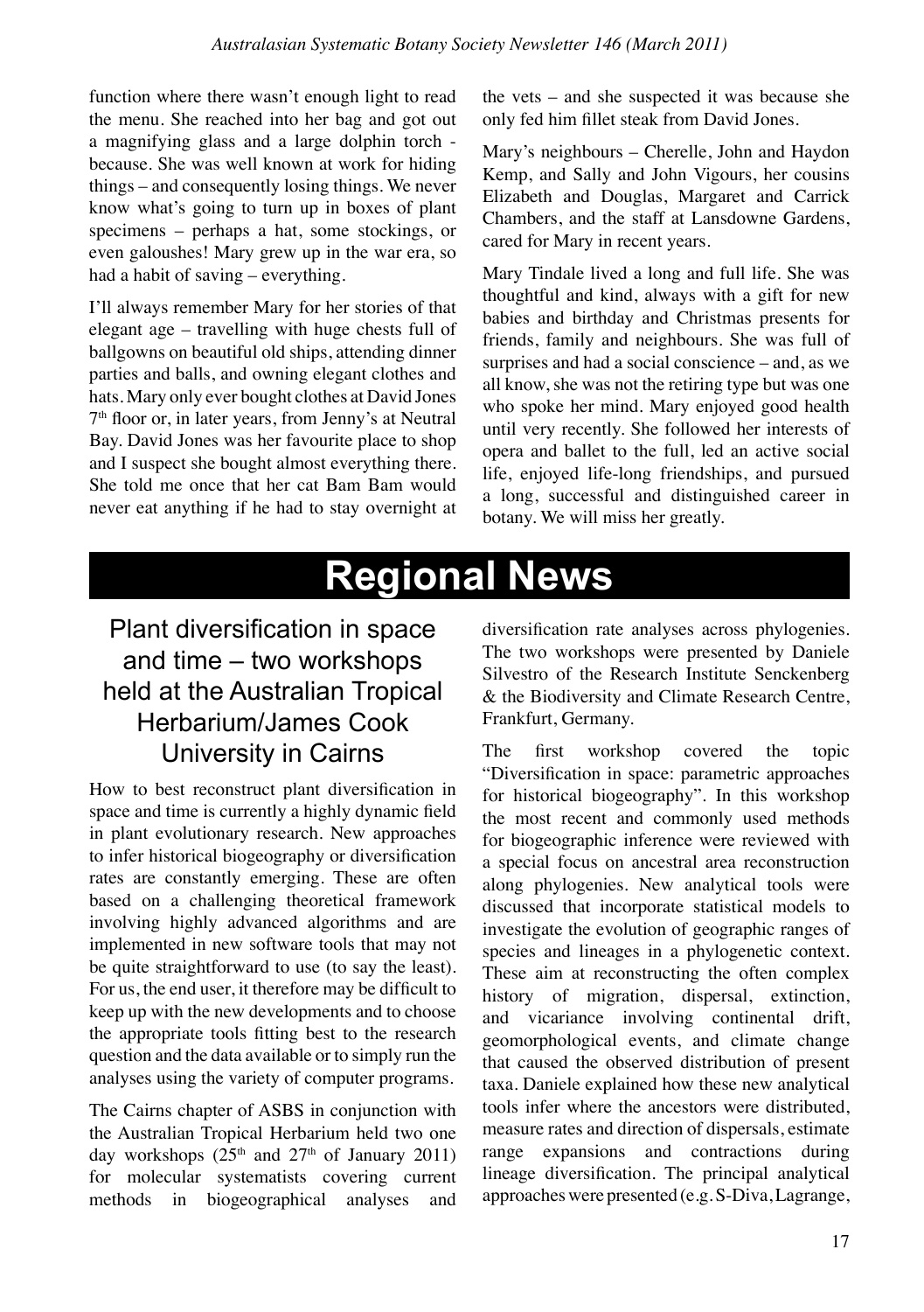function where there wasn't enough light to read the menu. She reached into her bag and got out a magnifying glass and a large dolphin torch - because. She was well known at work for hiding things – and consequently losing things. We never know what's going to turn up in boxes of plant specimens – perhaps a hat, some stockings, or even galoushes! Mary grew up in the war era, so had a habit of saving – everything.

I'll always remember Mary for her stories of that elegant age – travelling with huge chests full of ballgowns on beautiful old ships, attending dinner parties and balls, and owning elegant clothes and hats. Mary only ever bought clothes at David Jones 7th floor or, in later years, from Jenny's at Neutral Bay. David Jones was her favourite place to shop and I suspect she bought almost everything there. She told me once that her cat Bam Bam would never eat anything if he had to stay overnight at the vets – and she suspected it was because she only fed him fillet steak from David Jones.

Mary's neighbours – Cherelle, John and Haydon Kemp, and Sally and John Vigours, her cousins Elizabeth and Douglas, Margaret and Carrick Chambers, and the staff at Lansdowne Gardens, cared for Mary in recent years.

Mary Tindale lived a long and full life. She was thoughtful and kind, always with a gift for new babies and birthday and Christmas presents for friends, family and neighbours. She was full of surprises and had a social conscience – and, as we all know, she was not the retiring type but was one who spoke her mind. Mary enjoyed good health until very recently. She followed her interests of opera and ballet to the full, led an active social life, enjoyed life-long friendships, and pursued a long, successful and distinguished career in botany. We will miss her greatly.

# Regional News

## Plant diversification in space and time – two workshops held at the Australian Tropical Herbarium/James Cook University in Cairns

How to best reconstruct plant diversification in space and time is currently a highly dynamic field in plant evolutionary research. New approaches to infer historical biogeography or diversification rates are constantly emerging. These are often based on a challenging theoretical framework involving highly advanced algorithms and are implemented in new software tools that may not be quite straightforward to use (to say the least). For us, the end user, it therefore may be difficult to keep up with the new developments and to choose the appropriate tools fitting best to the research question and the data available or to simply run the analyses using the variety of computer programs.

The Cairns chapter of ASBS in conjunction with the Australian Tropical Herbarium held two one day workshops (25th and 27th of January 2011) for molecular systematists covering current methods in biogeographical analyses and diversification rate analyses across phylogenies. The two workshops were presented by Daniele Silvestro of the Research Institute Senckenberg & the Biodiversity and Climate Research Centre, Frankfurt, Germany.

The first workshop covered the topic "Diversification in space: parametric approaches for historical biogeography". In this workshop the most recent and commonly used methods for biogeographic inference were reviewed with a special focus on ancestral area reconstruction along phylogenies. New analytical tools were discussed that incorporate statistical models to investigate the evolution of geographic ranges of species and lineages in a phylogenetic context. These aim at reconstructing the often complex history of migration, dispersal, extinction, and vicariance involving continental drift, geomorphological events, and climate change that caused the observed distribution of present taxa. Daniele explained how these new analytical tools infer where the ancestors were distributed, measure rates and direction of dispersals, estimate range expansions and contractions during lineage diversification. The principal analytical approaches were presented (e.g. S-Diva, Lagrange,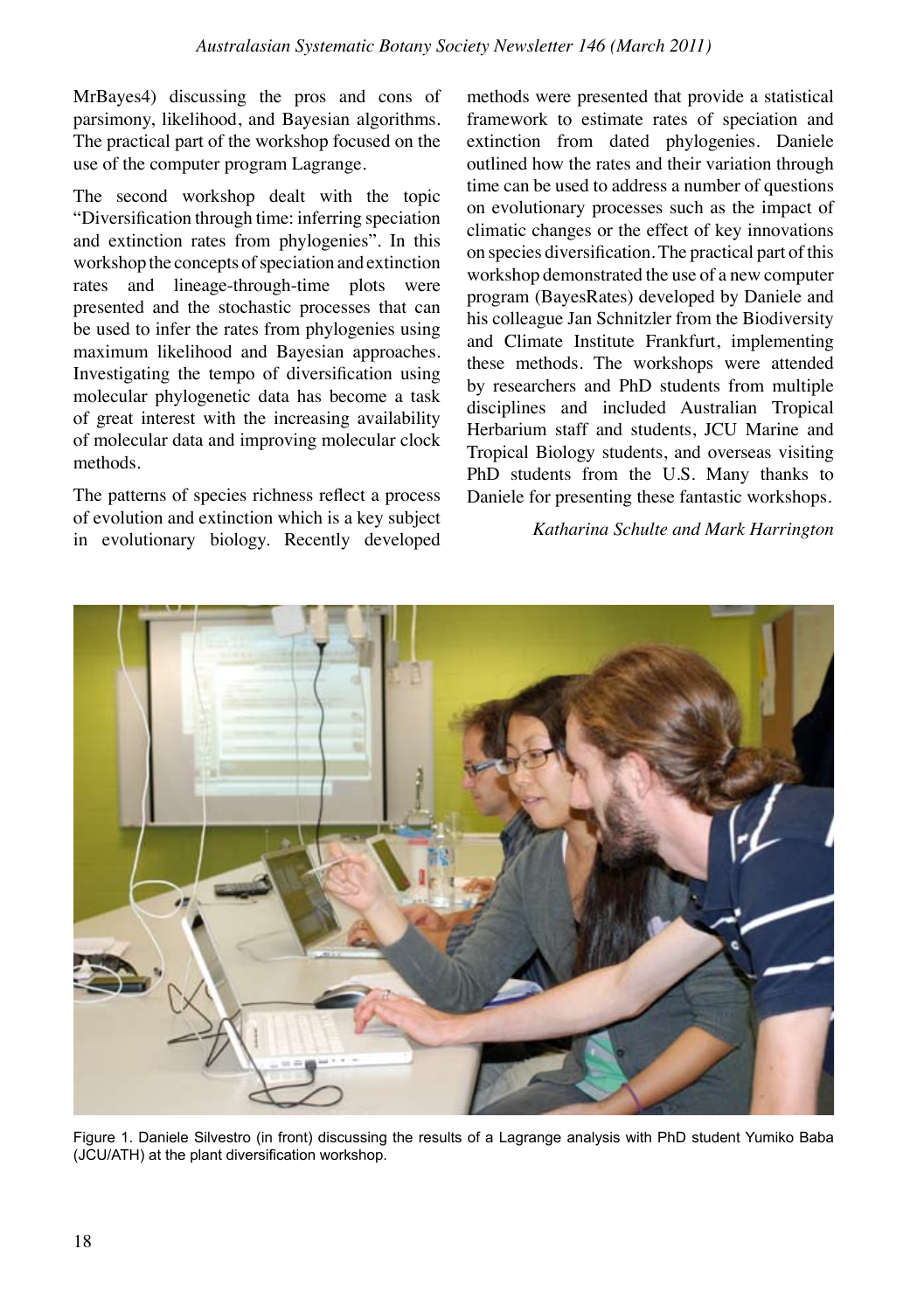MrBayes4) discussing the pros and cons of parsimony, likelihood, and Bayesian algorithms. The practical part of the workshop focused on the use of the computer program Lagrange.

The second workshop dealt with the topic "Diversification through time: inferring speciation and extinction rates from phylogenies". In this workshop the concepts of speciation and extinction rates and lineage-through-time plots were presented and the stochastic processes that can be used to infer the rates from phylogenies using maximum likelihood and Bayesian approaches. Investigating the tempo of diversification using molecular phylogenetic data has become a task of great interest with the increasing availability of molecular data and improving molecular clock methods.

The patterns of species richness reflect a process of evolution and extinction which is a key subject in evolutionary biology. Recently developed methods were presented that provide a statistical framework to estimate rates of speciation and extinction from dated phylogenies. Daniele outlined how the rates and their variation through time can be used to address a number of questions on evolutionary processes such as the impact of climatic changes or the effect of key innovations on species diversification. The practical part of this workshop demonstrated the use of a new computer program (BayesRates) developed by Daniele and his colleague Jan Schnitzler from the Biodiversity and Climate Institute Frankfurt, implementing these methods. The workshops were attended by researchers and PhD students from multiple disciplines and included Australian Tropical Herbarium staff and students, JCU Marine and Tropical Biology students, and overseas visiting PhD students from the U.S. Many thanks to Daniele for presenting these fantastic workshops.

*Katharina Schulte and Mark Harrington*

Figure 1. Daniele Silvestro (in front) discussing the results of a Lagrange analysis with PhD student Yumiko Baba (JCU/ATH) at the plant diversification workshop.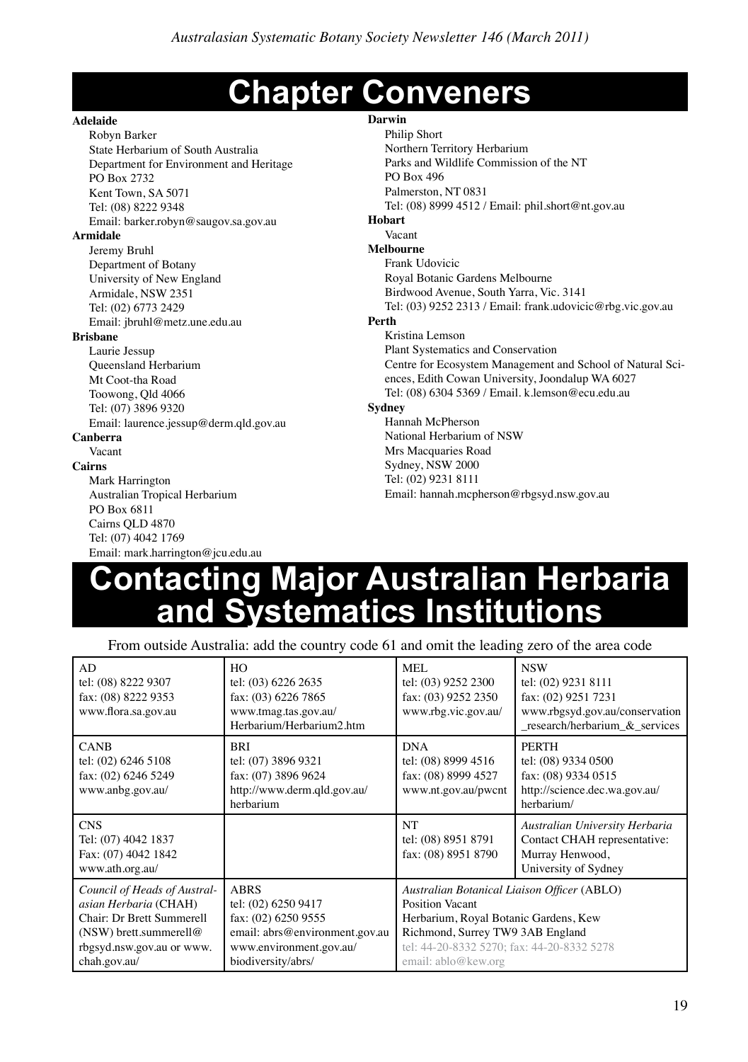# Chapter Conveners

**Adelaide**
Robyn Barker
State Herbarium of South Australia
Department for Environment and Heritage
PO Box 2732
Kent Town, SA 5071
Tel: (08) 8222 9348
Email: barker.robyn@saugov.sa.gov.au

**Armidale**
Jeremy Bruhl
Department of Botany
University of New England
Armidale, NSW 2351
Tel: (02) 6773 2429
Email: jbruhl@metz.une.edu.au

**Brisbane**
Laurie Jessup
Queensland Herbarium
Mt Coot-tha Road
Toowong, Qld 4066
Tel: (07) 3896 9320
Email: laurence.jessup@derm.qld.gov.au

**Canberra**
Vacant

**Cairns**
Mark Harrington
Australian Tropical Herbarium
PO Box 6811
Cairns QLD 4870
Tel: (07) 4042 1769
Email: mark.harrington@jcu.edu.au

**Darwin**
Philip Short
Northern Territory Herbarium
Parks and Wildlife Commission of the NT
PO Box 496
Palmerston, NT 0831
Tel: (08) 8999 4512 / Email: phil.short@nt.gov.au

**Hobart**
Vacant

**Melbourne**
Frank Udovicic
Royal Botanic Gardens Melbourne
Birdwood Avenue, South Yarra, Vic. 3141
Tel: (03) 9252 2313 / Email: frank.udovicic@rbg.vic.gov.au

**Perth**
Kristina Lemson
Plant Systematics and Conservation
Centre for Ecosystem Management and School of Natural Sciences, Edith Cowan University, Joondalup WA 6027
Tel: (08) 6304 5369 / Email. k.lemson@ecu.edu.au

**Sydney**
Hannah McPherson
National Herbarium of NSW
Mrs Macquaries Road
Sydney, NSW 2000
Tel: (02) 9231 8111
Email: hannah.mcpherson@rbgsyd.nsw.gov.au

# Contacting Major Australian Herbaria and Systematics Institutions

From outside Australia: add the country code 61 and omit the leading zero of the area code

| | | | |
|---|---|---|---|
| AD<br>tel: (08) 8222 9307<br>fax: (08) 8222 9353<br>www.flora.sa.gov.au | HO<br>tel: (03) 6226 2635<br>fax: (03) 6226 7865<br>www.tmag.tas.gov.au/Herbarium/Herbarium2.htm | MEL<br>tel: (03) 9252 2300<br>fax: (03) 9252 2350<br>www.rbg.vic.gov.au/ | NSW<br>tel: (02) 9231 8111<br>fax: (02) 9251 7231<br>www.rbgsyd.gov.au/conservation_research/herbarium_&_services |
| CANB<br>tel: (02) 6246 5108<br>fax: (02) 6246 5249<br>www.anbg.gov.au/ | BRI<br>tel: (07) 3896 9321<br>fax: (07) 3896 9624<br>http://www.derm.qld.gov.au/herbarium | DNA<br>tel: (08) 8999 4516<br>fax: (08) 8999 4527<br>www.nt.gov.au/pwcnt | PERTH<br>tel: (08) 9334 0500<br>fax: (08) 9334 0515<br>http://science.dec.wa.gov.au/herbarium/ |
| CNS<br>Tel: (07) 4042 1837<br>Fax: (07) 4042 1842<br>www.ath.org.au/ | | NT<br>tel: (08) 8951 8791<br>fax: (08) 8951 8790 | *Australian University Herbaria*<br>Contact CHAH representative:<br>Murray Henwood,<br>University of Sydney |
| *Council of Heads of Australasian Herbaria* (CHAH)<br>Chair: Dr Brett Summerell (NSW) brett.summerell@rbgsyd.nsw.gov.au or www.chah.gov.au/ | ABRS<br>tel: (02) 6250 9417<br>fax: (02) 6250 9555<br>email: abrs@environment.gov.au<br>www.environment.gov.au/biodiversity/abrs/ | *Australian Botanical Liaison Officer* (ABLO)<br>Position Vacant<br>Herbarium, Royal Botanic Gardens, Kew<br>Richmond, Surrey TW9 3AB England<br>tel: 44-20-8332 5270; fax: 44-20-8332 5278<br>email: ablo@kew.org | |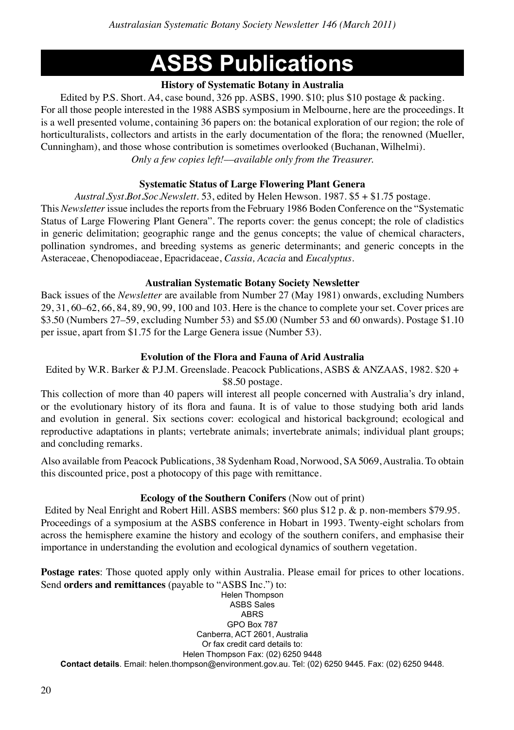# ASBS Publications

### History of Systematic Botany in Australia

Edited by P.S. Short. A4, case bound, 326 pp. ASBS, 1990. $10; plus $10 postage & packing.
For all those people interested in the 1988 ASBS symposium in Melbourne, here are the proceedings. It is a well presented volume, containing 36 papers on: the botanical exploration of our region; the role of horticulturalists, collectors and artists in the early documentation of the flora; the renowned (Mueller, Cunningham), and those whose contribution is sometimes overlooked (Buchanan, Wilhelmi).

*Only a few copies left!—available only from the Treasurer.*

### Systematic Status of Large Flowering Plant Genera

*Austral.Syst.Bot.Soc.Newslett.* 53, edited by Helen Hewson. 1987. $5 + $1.75 postage.
This *Newsletter* issue includes the reports from the February 1986 Boden Conference on the "Systematic Status of Large Flowering Plant Genera". The reports cover: the genus concept; the role of cladistics in generic delimitation; geographic range and the genus concepts; the value of chemical characters, pollination syndromes, and breeding systems as generic determinants; and generic concepts in the Asteraceae, Chenopodiaceae, Epacridaceae, *Cassia, Acacia* and *Eucalyptus*.

### Australian Systematic Botany Society Newsletter

Back issues of the *Newsletter* are available from Number 27 (May 1981) onwards, excluding Numbers 29, 31, 60–62, 66, 84, 89, 90, 99, 100 and 103. Here is the chance to complete your set. Cover prices are $3.50 (Numbers 27–59, excluding Number 53) and $5.00 (Number 53 and 60 onwards). Postage $1.10 per issue, apart from $1.75 for the Large Genera issue (Number 53).

### Evolution of the Flora and Fauna of Arid Australia

Edited by W.R. Barker & P.J.M. Greenslade. Peacock Publications, ASBS & ANZAAS, 1982. $20 + $8.50 postage.

This collection of more than 40 papers will interest all people concerned with Australia's dry inland, or the evolutionary history of its flora and fauna. It is of value to those studying both arid lands and evolution in general. Six sections cover: ecological and historical background; ecological and reproductive adaptations in plants; vertebrate animals; invertebrate animals; individual plant groups; and concluding remarks.

Also available from Peacock Publications, 38 Sydenham Road, Norwood, SA 5069, Australia. To obtain this discounted price, post a photocopy of this page with remittance.

### Ecology of the Southern Conifers (Now out of print)

Edited by Neal Enright and Robert Hill. ASBS members: $60 plus $12 p. & p. non-members $79.95.
Proceedings of a symposium at the ASBS conference in Hobart in 1993. Twenty-eight scholars from across the hemisphere examine the history and ecology of the southern conifers, and emphasise their importance in understanding the evolution and ecological dynamics of southern vegetation.

**Postage rates**: Those quoted apply only within Australia. Please email for prices to other locations. Send **orders and remittances** (payable to "ASBS Inc.") to:

Helen Thompson
ASBS Sales
ABRS
GPO Box 787
Canberra, ACT 2601, Australia
Or fax credit card details to:
Helen Thompson Fax: (02) 6250 9448

**Contact details**. Email: helen.thompson@environment.gov.au. Tel: (02) 6250 9445. Fax: (02) 6250 9448.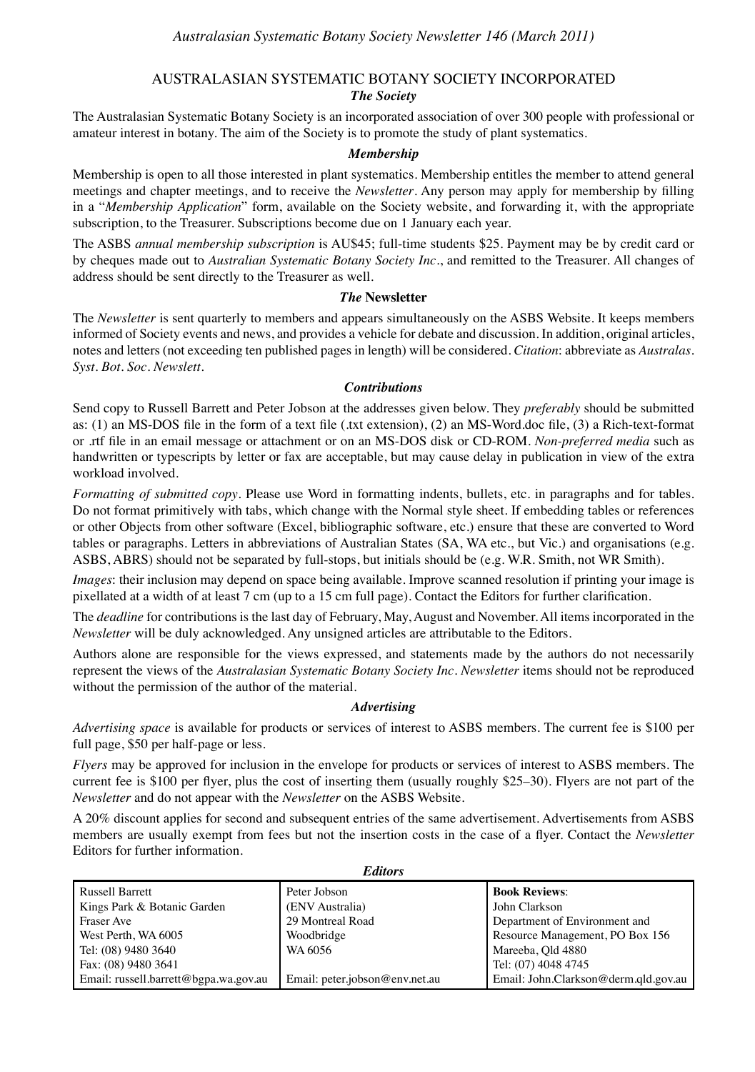# AUSTRALASIAN SYSTEMATIC BOTANY SOCIETY INCORPORATED

### *The Society*

The Australasian Systematic Botany Society is an incorporated association of over 300 people with professional or amateur interest in botany. The aim of the Society is to promote the study of plant systematics.

### *Membership*

Membership is open to all those interested in plant systematics. Membership entitles the member to attend general meetings and chapter meetings, and to receive the *Newsletter*. Any person may apply for membership by filling in a "*Membership Application*" form, available on the Society website, and forwarding it, with the appropriate subscription, to the Treasurer. Subscriptions become due on 1 January each year.

The ASBS *annual membership subscription* is AU$45; full-time students $25. Payment may be by credit card or by cheques made out to *Australian Systematic Botany Society Inc*., and remitted to the Treasurer. All changes of address should be sent directly to the Treasurer as well.

### *The* Newsletter

The *Newsletter* is sent quarterly to members and appears simultaneously on the ASBS Website. It keeps members informed of Society events and news, and provides a vehicle for debate and discussion. In addition, original articles, notes and letters (not exceeding ten published pages in length) will be considered. *Citation*: abbreviate as *Australas. Syst. Bot. Soc. Newslett.*

### *Contributions*

Send copy to Russell Barrett and Peter Jobson at the addresses given below. They *preferably* should be submitted as: (1) an MS-DOS file in the form of a text file (.txt extension), (2) an MS-Word.doc file, (3) a Rich-text-format or .rtf file in an email message or attachment or on an MS-DOS disk or CD-ROM. *Non-preferred media* such as handwritten or typescripts by letter or fax are acceptable, but may cause delay in publication in view of the extra workload involved.

*Formatting of submitted copy*. Please use Word in formatting indents, bullets, etc. in paragraphs and for tables. Do not format primitively with tabs, which change with the Normal style sheet. If embedding tables or references or other Objects from other software (Excel, bibliographic software, etc.) ensure that these are converted to Word tables or paragraphs. Letters in abbreviations of Australian States (SA, WA etc., but Vic.) and organisations (e.g. ASBS, ABRS) should not be separated by full-stops, but initials should be (e.g. W.R. Smith, not WR Smith).

*Images*: their inclusion may depend on space being available. Improve scanned resolution if printing your image is pixellated at a width of at least 7 cm (up to a 15 cm full page). Contact the Editors for further clarification.

The *deadline* for contributions is the last day of February, May, August and November. All items incorporated in the *Newsletter* will be duly acknowledged. Any unsigned articles are attributable to the Editors.

Authors alone are responsible for the views expressed, and statements made by the authors do not necessarily represent the views of the *Australasian Systematic Botany Society Inc*. *Newsletter* items should not be reproduced without the permission of the author of the material.

### *Advertising*

*Advertising space* is available for products or services of interest to ASBS members. The current fee is $100 per full page, $50 per half-page or less.

*Flyers* may be approved for inclusion in the envelope for products or services of interest to ASBS members. The current fee is $100 per flyer, plus the cost of inserting them (usually roughly $25–30). Flyers are not part of the *Newsletter* and do not appear with the *Newsletter* on the ASBS Website.

A 20% discount applies for second and subsequent entries of the same advertisement. Advertisements from ASBS members are usually exempt from fees but not the insertion costs in the case of a flyer. Contact the *Newsletter* Editors for further information.

### *Editors*

| Russell Barrett | Peter Jobson | **Book Reviews**: |
|---|---|---|
| Kings Park & Botanic Garden | (ENV Australia) | John Clarkson |
| Fraser Ave | 29 Montreal Road | Department of Environment and |
| West Perth, WA 6005 | Woodbridge | Resource Management, PO Box 156 |
| Tel: (08) 9480 3640 | WA 6056 | Mareeba, Qld 4880 |
| Fax: (08) 9480 3641 | | Tel: (07) 4048 4745 |
| Email: russell.barrett@bgpa.wa.gov.au | Email: peter.jobson@env.net.au | Email: John.Clarkson@derm.qld.gov.au |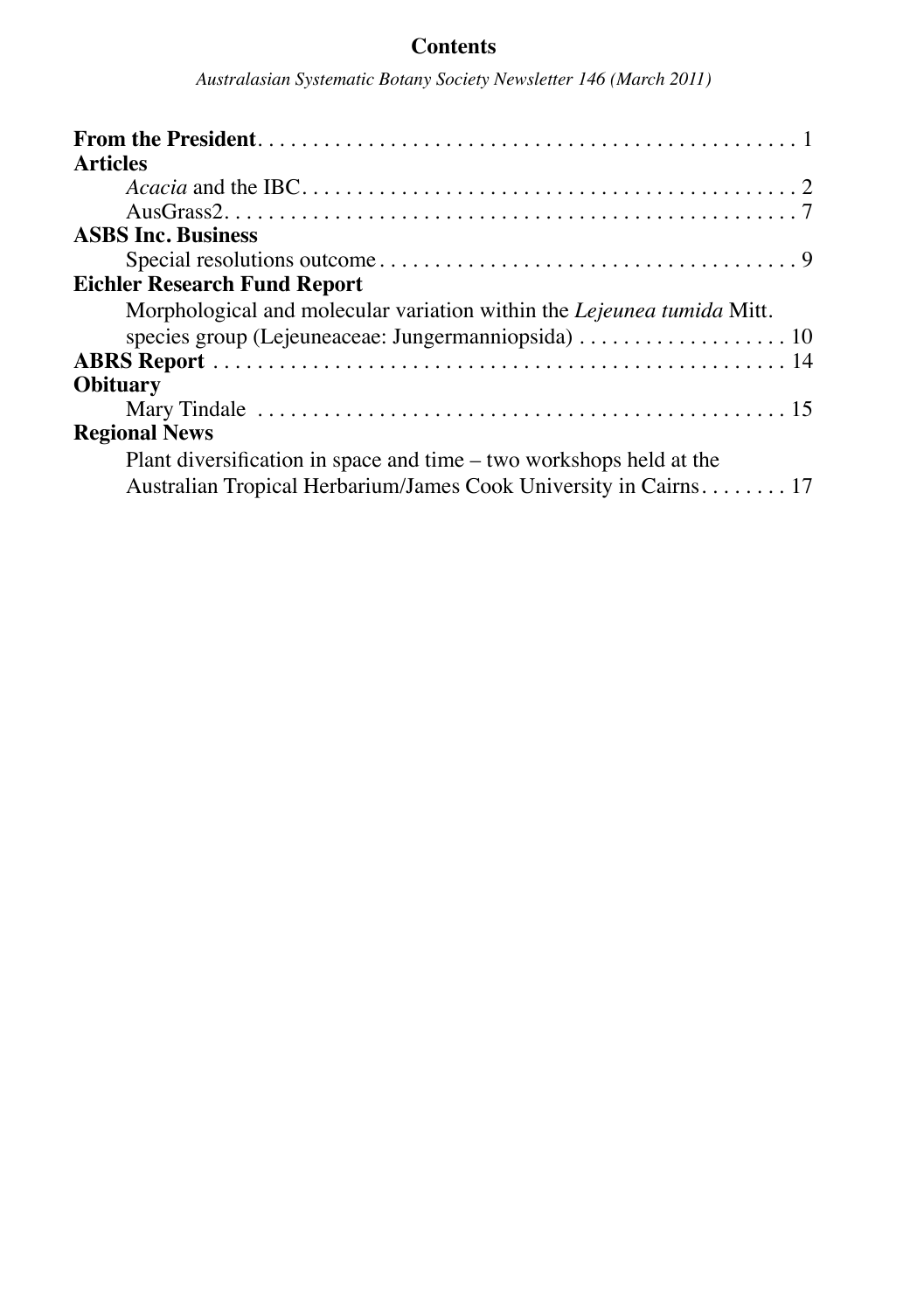# Contents

*Australasian Systematic Botany Society Newsletter 146 (March 2011)*

**From the President** . . . . . . . . . . 1

**Articles**

- *Acacia* and the IBC . . . . . . . . . . 2
- AusGrass2 . . . . . . . . . . 7

**ASBS Inc. Business**

- Special resolutions outcome . . . . . . . . . . 9

**Eichler Research Fund Report**

- Morphological and molecular variation within the *Lejeunea tumida* Mitt. species group (Lejeuneaceae: Jungermanniopsida) . . . . . . . . . . 10

**ABRS Report** . . . . . . . . . . 14

**Obituary**

- Mary Tindale . . . . . . . . . . 15

**Regional News**

- Plant diversification in space and time – two workshops held at the Australian Tropical Herbarium/James Cook University in Cairns . . . . . . . . . . 17